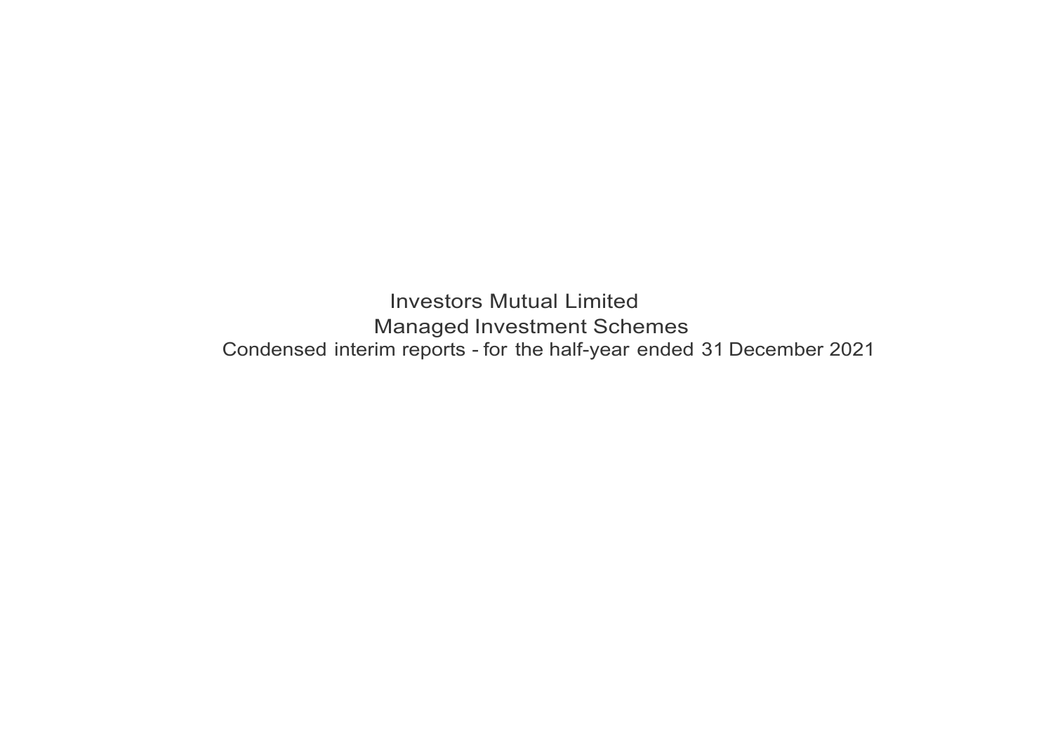# Investors Mutual Limited

## Managed Investment Schemes

Condensed interim reports - for the half-year ended 31 December 2021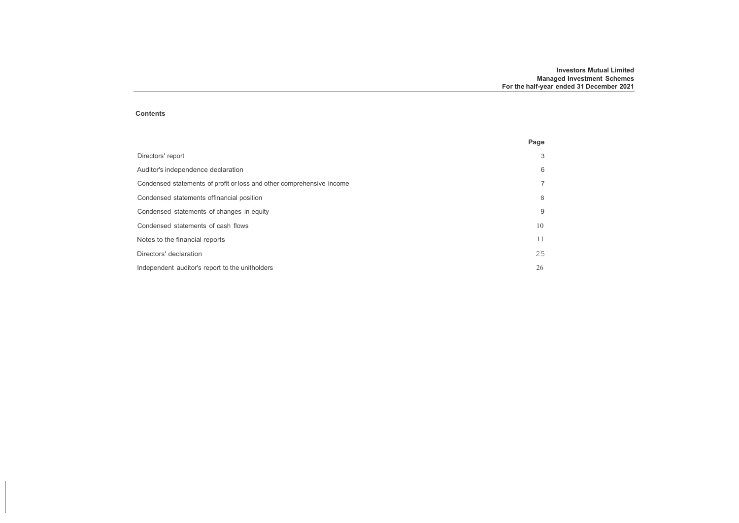## Contents

| | Page |
|---|---|
| Directors' report | 3 |
| Auditor's independence declaration | 6 |
| Condensed statements of profit or loss and other comprehensive income | 7 |
| Condensed statements offinancial position | 8 |
| Condensed statements of changes in equity | 9 |
| Condensed statements of cash flows | 10 |
| Notes to the financial reports | 11 |
| Directors' declaration | 25 |
| Independent auditor's report to the unitholders | 26 |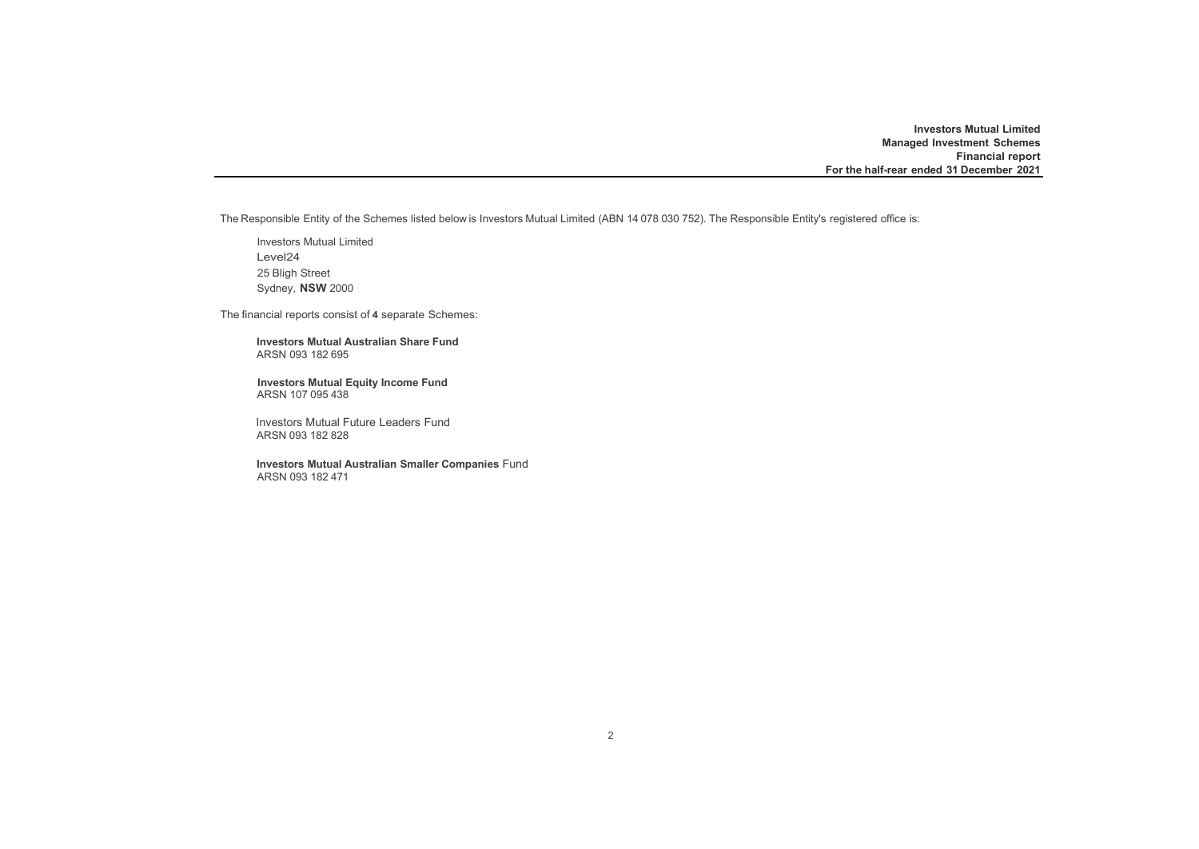The Responsible Entity of the Schemes listed below is Investors Mutual Limited (ABN 14 078 030 752). The Responsible Entity's registered office is:

Investors Mutual Limited
Level24
25 Bligh Street
Sydney, **NSW** 2000

The financial reports consist of **4** separate Schemes:

**Investors Mutual Australian Share Fund**
ARSN 093 182 695

**Investors Mutual Equity Income Fund**
ARSN 107 095 438

Investors Mutual Future Leaders Fund
ARSN 093 182 828

**Investors Mutual Australian Smaller Companies** Fund
ARSN 093 182 471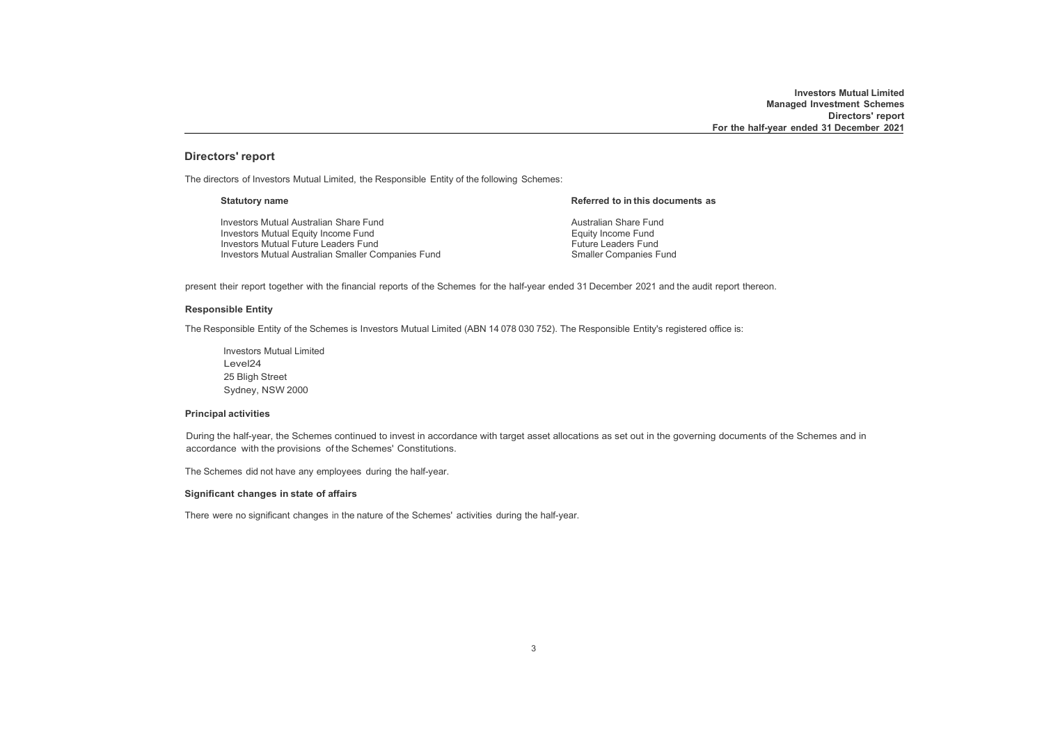## Directors' report

The directors of Investors Mutual Limited, the Responsible Entity of the following Schemes:

| Statutory name | Referred to in this documents as |
| --- | --- |
| Investors Mutual Australian Share Fund | Australian Share Fund |
| Investors Mutual Equity Income Fund | Equity Income Fund |
| Investors Mutual Future Leaders Fund | Future Leaders Fund |
| Investors Mutual Australian Smaller Companies Fund | Smaller Companies Fund |

present their report together with the financial reports of the Schemes for the half-year ended 31 December 2021 and the audit report thereon.

### Responsible Entity

The Responsible Entity of the Schemes is Investors Mutual Limited (ABN 14 078 030 752). The Responsible Entity's registered office is:

Investors Mutual Limited
Level24
25 Bligh Street
Sydney, NSW 2000

### Principal activities

During the half-year, the Schemes continued to invest in accordance with target asset allocations as set out in the governing documents of the Schemes and in accordance with the provisions of the Schemes' Constitutions.

The Schemes did not have any employees during the half-year.

### Significant changes in state of affairs

There were no significant changes in the nature of the Schemes' activities during the half-year.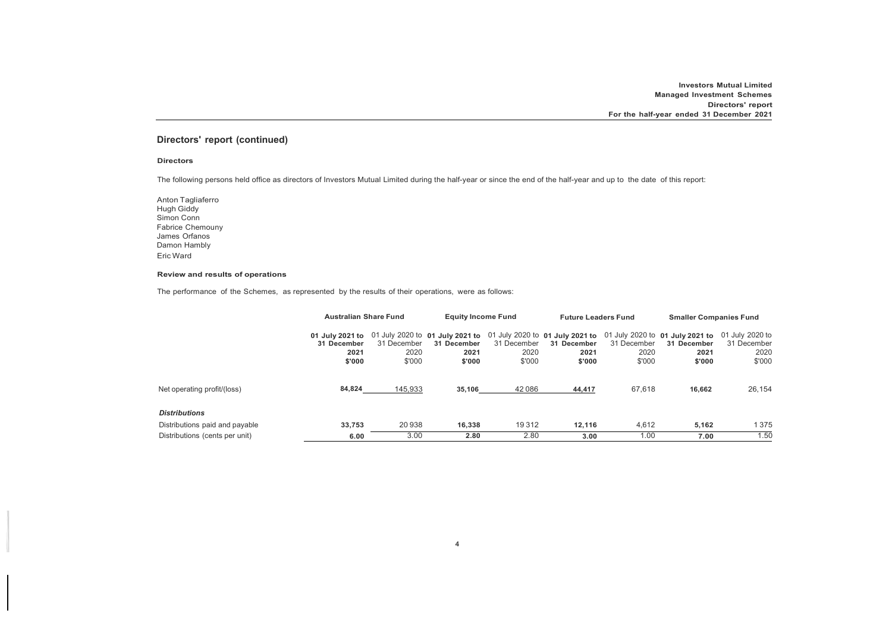## Directors' report (continued)

### Directors

The following persons held office as directors of Investors Mutual Limited during the half-year or since the end of the half-year and up to the date of this report:

Anton Tagliaferro
Hugh Giddy
Simon Conn
Fabrice Chemouny
James Orfanos
Damon Hambly
Eric Ward

### Review and results of operations

The performance of the Schemes, as represented by the results of their operations, were as follows:

| | Australian Share Fund | | Equity Income Fund | | Future Leaders Fund | | Smaller Companies Fund | |
|---|---|---|---|---|---|---|---|---|
| | **01 July 2021 to 31 December 2021 $'000** | 01 July 2020 to 31 December 2020 $'000 | **01 July 2021 to 31 December 2021 $'000** | 01 July 2020 to 31 December 2020 $'000 | **01 July 2021 to 31 December 2021 $'000** | 01 July 2020 to 31 December 2020 $'000 | **01 July 2021 to 31 December 2021 $'000** | 01 July 2020 to 31 December 2020 $'000 |
| Net operating profit/(loss) | **84,824** | 145,933 | **35,106** | 42 086 | **44,417** | 67,618 | **16,662** | 26,154 |
| ***Distributions*** | | | | | | | | |
| Distributions paid and payable | **33,753** | 20 938 | **16,338** | 19 312 | **12,116** | 4,612 | **5,162** | 1 375 |
| Distributions (cents per unit) | **6.00** | 3.00 | **2.80** | 2.80 | **3.00** | 1.00 | **7.00** | 1.50 |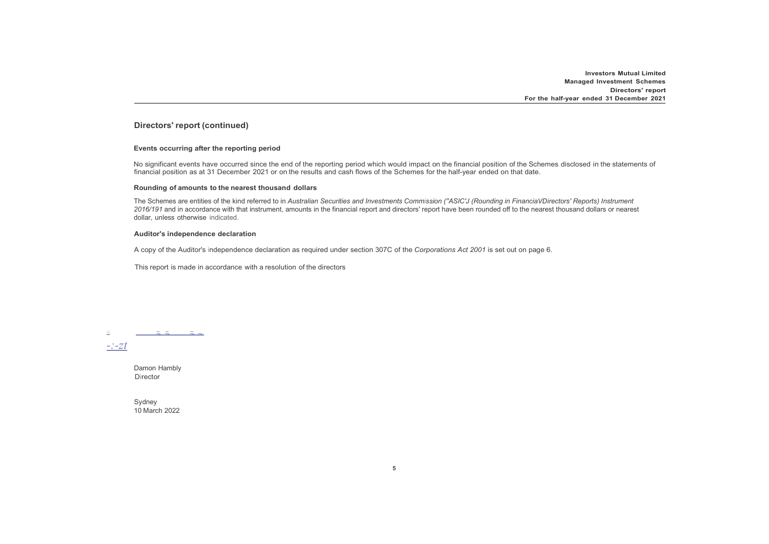## Directors' report (continued)

### Events occurring after the reporting period

No significant events have occurred since the end of the reporting period which would impact on the financial position of the Schemes disclosed in the statements of financial position as at 31 December 2021 or on the results and cash flows of the Schemes for the half-year ended on that date.

### Rounding of amounts to the nearest thousand dollars

The Schemes are entities of the kind referred to in *Australian Securities and Investments Commission ("ASIC'J (Rounding in FinanciaVDirectors' Reports) Instrument 2016/191* and in accordance with that instrument, amounts in the financial report and directors' report have been rounded off to the nearest thousand dollars or nearest dollar, unless otherwise indicated.

### Auditor's independence declaration

A copy of the Auditor's independence declaration as required under section 307C of the *Corporations Act 2001* is set out on page 6.

This report is made in accordance with a resolution of the directors

Damon Hambly
Director

Sydney
10 March 2022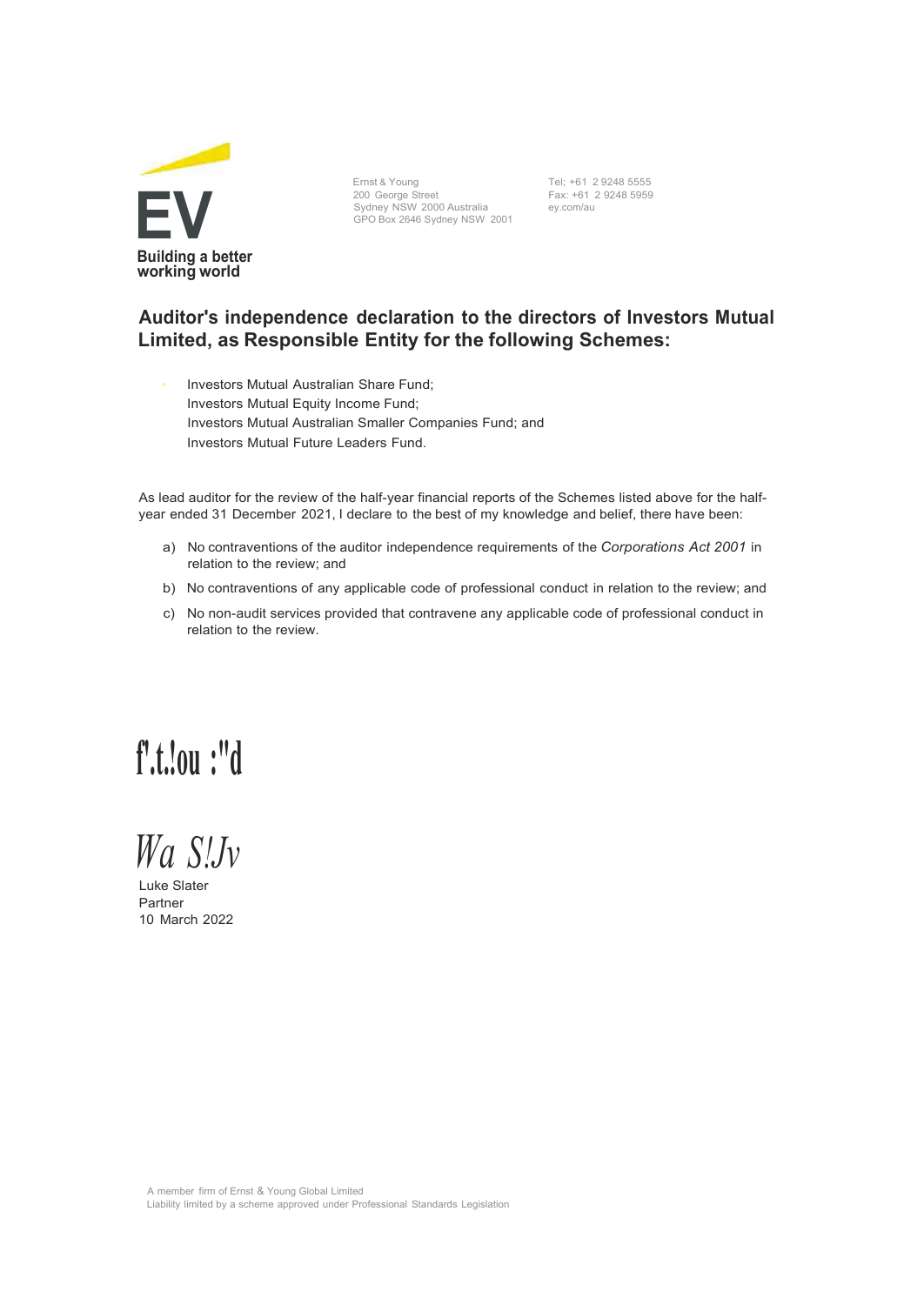Ernst & Young
200 George Street
Sydney NSW 2000 Australia
GPO Box 2646 Sydney NSW 2001

Tel: +61 2 9248 5555
Fax: +61 2 9248 5959
ey.com/au

## Auditor's independence declaration to the directors of Investors Mutual Limited, as Responsible Entity for the following Schemes:

- Investors Mutual Australian Share Fund;
- Investors Mutual Equity Income Fund;
- Investors Mutual Australian Smaller Companies Fund; and
- Investors Mutual Future Leaders Fund.

As lead auditor for the review of the half-year financial reports of the Schemes listed above for the half-year ended 31 December 2021, I declare to the best of my knowledge and belief, there have been:

a) No contraventions of the auditor independence requirements of the *Corporations Act 2001* in relation to the review; and

b) No contraventions of any applicable code of professional conduct in relation to the review; and

c) No non-audit services provided that contravene any applicable code of professional conduct in relation to the review.

Luke Slater
Partner
10 March 2022

A member firm of Ernst & Young Global Limited
Liability limited by a scheme approved under Professional Standards Legislation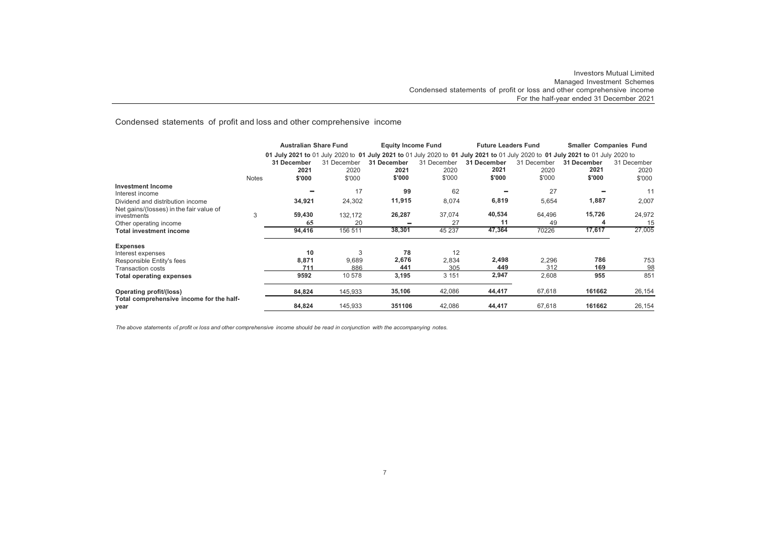## Condensed statements of profit and loss and other comprehensive income

| | | Australian Share Fund | | Equity Income Fund | | Future Leaders Fund | | Smaller Companies Fund | |
|---|---|---|---|---|---|---|---|---|---|
| | | **01 July 2021 to 31 December 2021** | 01 July 2020 to 31 December 2020 | **01 July 2021 to 31 December 2021** | 01 July 2020 to 31 December 2020 | **01 July 2021 to 31 December 2021** | 01 July 2020 to 31 December 2020 | **01 July 2021 to 31 December 2021** | 01 July 2020 to 31 December 2020 |
| | Notes | **$'000** | $'000 | **$'000** | $'000 | **$'000** | $'000 | **$'000** | $'000 |
| **Investment Income** | | | | | | | | | |
| Interest income | | **–** | 17 | **99** | 62 | **–** | 27 | **–** | 11 |
| Dividend and distribution income | | **34,921** | 24,302 | **11,915** | 8,074 | **6,819** | 5,654 | **1,887** | 2,007 |
| Net gains/(losses) in the fair value of investments | 3 | **59,430** | 132,172 | **26,287** | 37,074 | **40,534** | 64,496 | **15,726** | 24,972 |
| Other operating income | | **65** | 20 | **–** | 27 | **11** | 49 | **4** | 15 |
| **Total investment income** | | **94,416** | 156 511 | **38,301** | 45 237 | **47,364** | 70226 | **17,617** | 27,005 |
| **Expenses** | | | | | | | | | |
| Interest expenses | | **10** | 3 | **78** | 12 | | | | |
| Responsible Entity's fees | | **8,871** | 9,689 | **2,676** | 2,834 | **2,498** | 2,296 | **786** | 753 |
| Transaction costs | | **711** | 886 | **441** | 305 | **449** | 312 | **169** | 98 |
| **Total operating expenses** | | **9592** | 10 578 | **3,195** | 3 151 | **2,947** | 2,608 | **955** | 851 |
| **Operating profit/(loss)** | | **84,824** | 145,933 | **35,106** | 42,086 | **44,417** | 67,618 | **161662** | 26,154 |
| **Total comprehensive income for the half-year** | | **84,824** | 145,933 | **351106** | 42,086 | **44,417** | 67,618 | **161662** | 26,154 |

*The above statements of profit or loss and other comprehensive income should be read in conjunction with the accompanying notes.*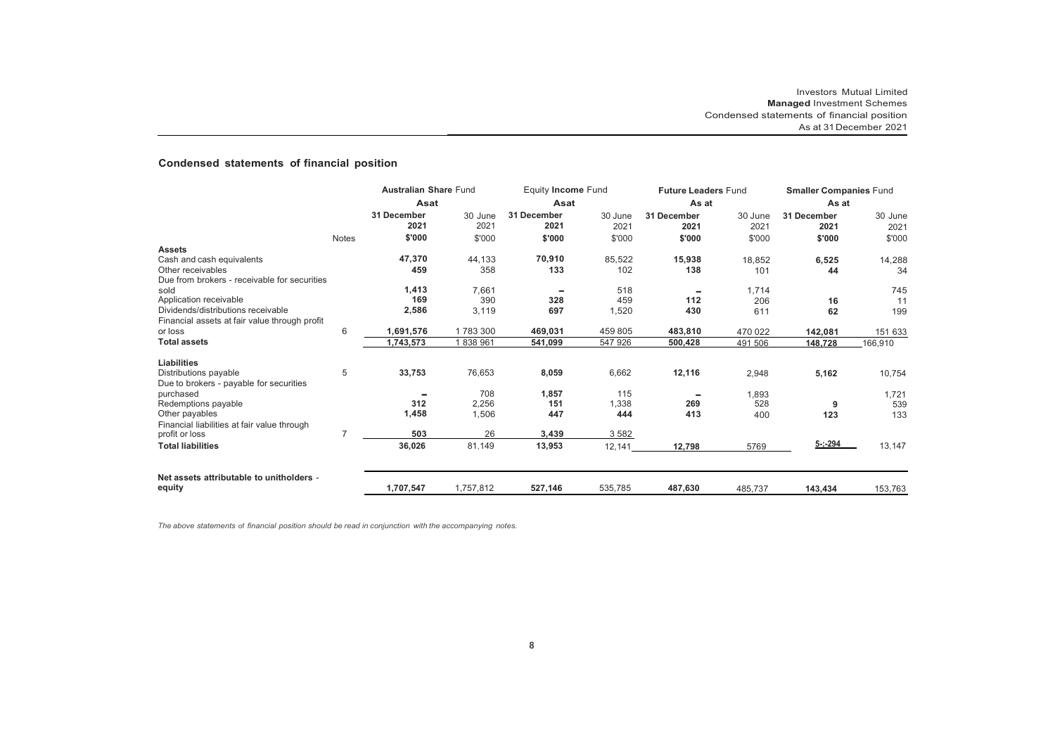## Condensed statements of financial position

| | | Australian Share Fund | | Equity Income Fund | | Future Leaders Fund | | Smaller Companies Fund | |
|---|---|---|---|---|---|---|---|---|---|
| | | Asat | | Asat | | As at | | As at | |
| | | **31 December 2021** | 30 June 2021 | **31 December 2021** | 30 June 2021 | **31 December 2021** | 30 June 2021 | **31 December 2021** | 30 June 2021 |
| | Notes | **$'000** | $'000 | **$'000** | $'000 | **$'000** | $'000 | **$'000** | $'000 |
| **Assets** | | | | | | | | | |
| Cash and cash equivalents | | **47,370** | 44,133 | **70,910** | 85,522 | **15,938** | 18,852 | **6,525** | 14,288 |
| Other receivables | | **459** | 358 | **133** | 102 | **138** | 101 | **44** | 34 |
| Due from brokers - receivable for securities sold | | **1,413** | 7,661 | **-** | 518 | **-** | 1,714 | | 745 |
| Application receivable | | **169** | 390 | **328** | 459 | **112** | 206 | **16** | 11 |
| Dividends/distributions receivable | | **2,586** | 3,119 | **697** | 1,520 | **430** | 611 | **62** | 199 |
| Financial assets at fair value through profit or loss | 6 | **1,691,576** | 1 783 300 | **469,031** | 459 805 | **483,810** | 470 022 | **142,081** | 151 633 |
| **Total assets** | | **1,743,573** | 1 838 961 | **541,099** | 547 926 | **500,428** | 491 506 | **148,728** | 166,910 |
| **Liabilities** | | | | | | | | | |
| Distributions payable | 5 | **33,753** | 76,653 | **8,059** | 6,662 | **12,116** | 2,948 | **5,162** | 10,754 |
| Due to brokers - payable for securities purchased | | **-** | 708 | **1,857** | 115 | **-** | 1,893 | | 1,721 |
| Redemptions payable | | **312** | 2,256 | **151** | 1,338 | **269** | 528 | **9** | 539 |
| Other payables | | **1,458** | 1,506 | **447** | 444 | **413** | 400 | **123** | 133 |
| Financial liabilities at fair value through profit or loss | 7 | **503** | 26 | **3,439** | 3 582 | | | | |
| **Total liabilities** | | **36,026** | 81,149 | **13,953** | 12,141 | **12,798** | 5769 | **5-;-294** | 13,147 |
| **Net assets attributable to unitholders - equity** | | **1,707,547** | 1,757,812 | **527,146** | 535,785 | **487,630** | 485,737 | **143,434** | 153,763 |

*The above statements of financial position should be read in conjunction with the accompanying notes.*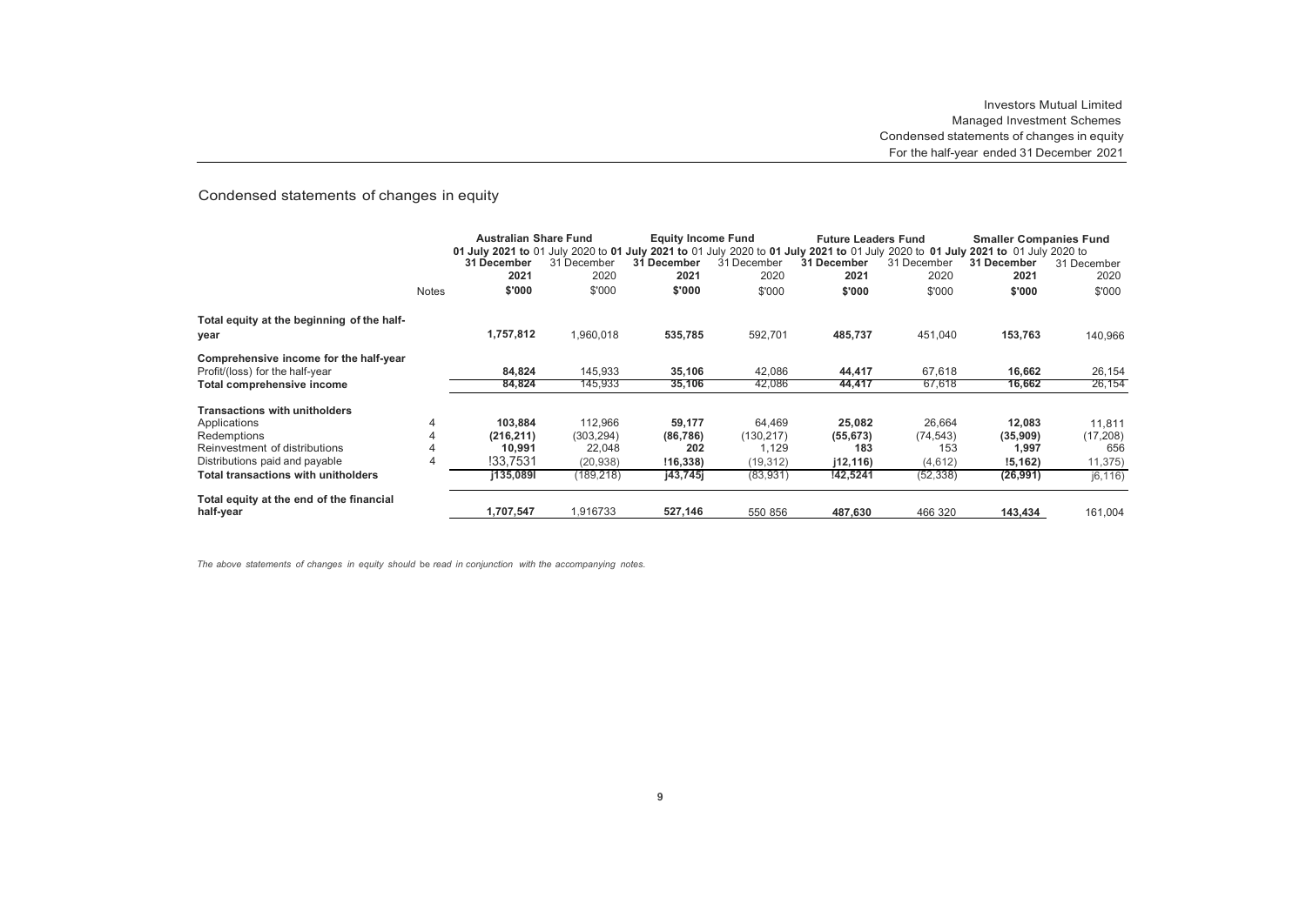## Condensed statements of changes in equity

| | Notes | Australian Share Fund | | Equity Income Fund | | Future Leaders Fund | | Smaller Companies Fund | |
|---|---|---|---|---|---|---|---|---|---|
| | | **01 July 2021 to 31 December 2021** | 01 July 2020 to 31 December 2020 | **01 July 2021 to 31 December 2021** | 01 July 2020 to 31 December 2020 | **01 July 2021 to 31 December 2021** | 01 July 2020 to 31 December 2020 | **01 July 2021 to 31 December 2021** | 01 July 2020 to 31 December 2020 |
| | | **$'000** | $'000 | **$'000** | $'000 | **$'000** | $'000 | **$'000** | $'000 |
| **Total equity at the beginning of the half-year** | | **1,757,812** | 1,960,018 | **535,785** | 592,701 | **485,737** | 451,040 | **153,763** | 140,966 |
| **Comprehensive income for the half-year** | | | | | | | | | |
| Profit/(loss) for the half-year | | **84,824** | 145,933 | **35,106** | 42,086 | **44,417** | 67,618 | **16,662** | 26,154 |
| **Total comprehensive income** | | **84,824** | 145,933 | **35,106** | 42,086 | **44,417** | 67,618 | **16,662** | 26,154 |
| **Transactions with unitholders** | | | | | | | | | |
| Applications | 4 | **103,884** | 112,966 | **59,177** | 64,469 | **25,082** | 26,664 | **12,083** | 11,811 |
| Redemptions | 4 | **(216,211)** | (303,294) | **(86,786)** | (130,217) | **(55,673)** | (74,543) | **(35,909)** | (17,208) |
| Reinvestment of distributions | 4 | **10,991** | 22,048 | **202** | 1,129 | **183** | 153 | **1,997** | 656 |
| Distributions paid and payable | 4 | **!33,7531** | (20,938) | **!16,338)** | (19,312) | **j12,116)** | (4,612) | **!5,162)** | 11,375) |
| **Total transactions with unitholders** | | **j135,089l** | (189,218) | **j43,745j** | (83,931) | **!42,5241** | (52,338) | **(26,991)** | j6,116) |
| **Total equity at the end of the financial half-year** | | **1,707,547** | 1,916733 | **527,146** | 550 856 | **487,630** | 466 320 | **143,434** | 161,004 |

*The above statements of changes in equity should be read in conjunction with the accompanying notes.*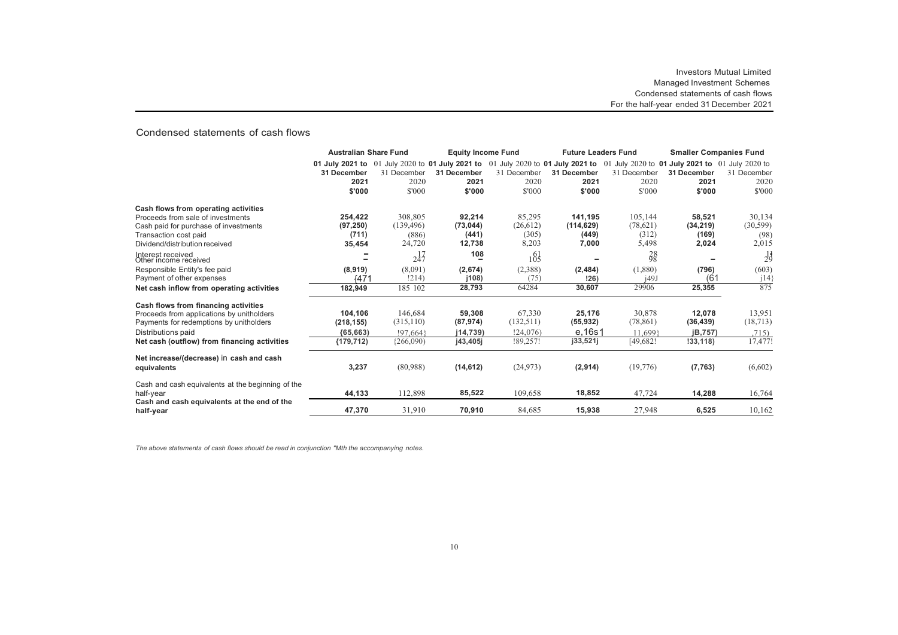## Condensed statements of cash flows

| | Australian Share Fund | | Equity Income Fund | | Future Leaders Fund | | Smaller Companies Fund | |
|---|---|---|---|---|---|---|---|---|
| | **01 July 2021 to 31 December 2021** | 01 July 2020 to 31 December 2020 | **01 July 2021 to 31 December 2021** | 01 July 2020 to 31 December 2020 | **01 July 2021 to 31 December 2021** | 01 July 2020 to 31 December 2020 | **01 July 2021 to 31 December 2021** | 01 July 2020 to 31 December 2020 |
| | **$'000** | $'000 | **$'000** | $'000 | **$'000** | $'000 | **$'000** | $'000 |
| **Cash flows from operating activities** | | | | | | | | |
| Proceeds from sale of investments | **254,422** | 308,805 | **92,214** | 85,295 | **141,195** | 105,144 | **58,521** | 30,134 |
| Cash paid for purchase of investments | **(97,250)** | (139,496) | **(73,044)** | (26,612) | **(114,629)** | (78,621) | **(34,219)** | (30,599) |
| Transaction cost paid | **(711)** | (886) | **(441)** | (305) | **(449)** | (312) | **(169)** | (98) |
| Dividend/distribution received | **35,454** | 24,720 | **12,738** | 8,203 | **7,000** | 5,498 | **2,024** | 2,015 |
| Interest received | **-** | 17 | **108** | 61 | **-** | 28 | **-** | 14 |
| Other income received | **-** | 247 | **-** | 105 | | 98 | | 29 |
| Responsible Entity's fee paid | **(8,919)** | (8,091) | **(2,674)** | (2,388) | **(2,484)** | (1,880) | **(796)** | (603) |
| Payment of other expenses | **(47)** | (214) | **(108)** | (75) | **(26)** | (49) | **(6)** | (14) |
| **Net cash inflow from operating activities** | **182,949** | 185,102 | **28,793** | 64,284 | **30,607** | 29,906 | **25,355** | 875 |
| **Cash flows from financing activities** | | | | | | | | |
| Proceeds from applications by unitholders | **104,106** | 146,684 | **59,308** | 67,330 | **25,176** | 30,878 | **12,078** | 13,951 |
| Payments for redemptions by unitholders | **(218,155)** | (315,110) | **(87,974)** | (132,511) | **(55,932)** | (78,861) | **(36,439)** | (18,713) |
| Distributions paid | **(65,663)** | (97,664) | **(14,739)** | (24,076) | **(2,765)** | (1,699) | **(8,757)** | (2,715) |
| **Net cash (outflow) from financing activities** | **(179,712)** | (266,090) | **(43,405)** | (89,257) | **(33,521)** | (49,682) | **(33,118)** | (7,477) |
| **Net increase/(decrease)** in **cash and cash equivalents** | **3,237** | (80,988) | **(14,612)** | (24,973) | **(2,914)** | (19,776) | **(7,763)** | (6,602) |
| Cash and cash equivalents at the beginning of the half-year | **44,133** | 112,898 | **85,522** | 109,658 | **18,852** | 47,724 | **14,288** | 16,764 |
| **Cash and cash equivalents at the end of the half-year** | **47,370** | 31,910 | **70,910** | 84,685 | **15,938** | 27,948 | **6,525** | 10,162 |

*The above statements of cash flows should be read in conjunction with the accompanying notes.*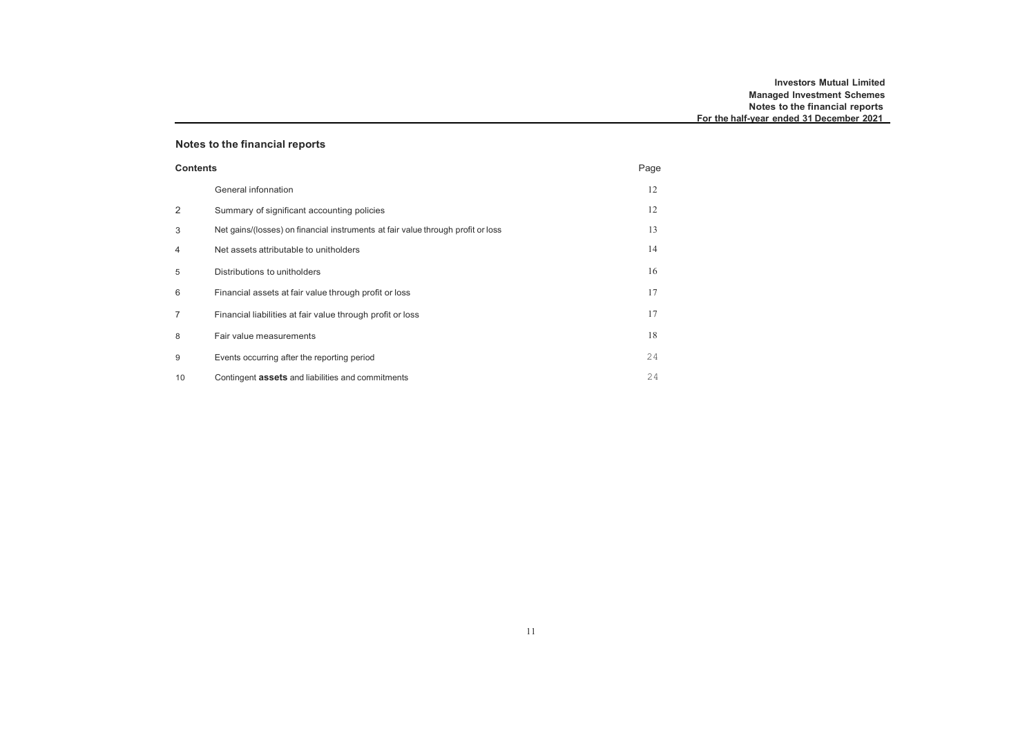## Notes to the financial reports

| Contents | | Page |
|---|---|---|
| | General infonnation | 12 |
| 2 | Summary of significant accounting policies | 12 |
| 3 | Net gains/(losses) on financial instruments at fair value through profit or loss | 13 |
| 4 | Net assets attributable to unitholders | 14 |
| 5 | Distributions to unitholders | 16 |
| 6 | Financial assets at fair value through profit or loss | 17 |
| 7 | Financial liabilities at fair value through profit or loss | 17 |
| 8 | Fair value measurements | 18 |
| 9 | Events occurring after the reporting period | 24 |
| 10 | Contingent **assets** and liabilities and commitments | 24 |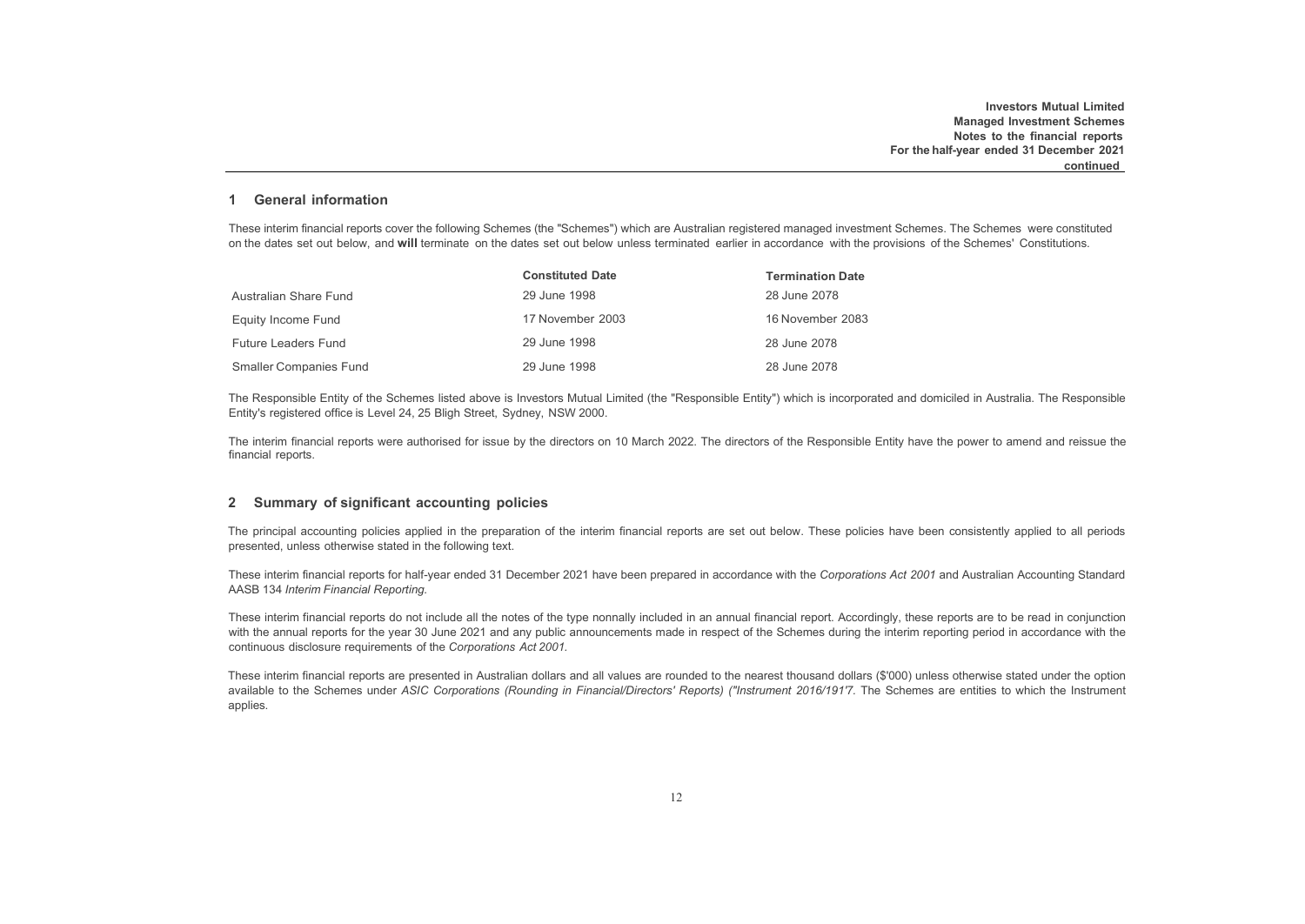## 1 General information

These interim financial reports cover the following Schemes (the "Schemes") which are Australian registered managed investment Schemes. The Schemes were constituted on the dates set out below, and **will** terminate on the dates set out below unless terminated earlier in accordance with the provisions of the Schemes' Constitutions.

| | Constituted Date | Termination Date |
|---|---|---|
| Australian Share Fund | 29 June 1998 | 28 June 2078 |
| Equity Income Fund | 17 November 2003 | 16 November 2083 |
| Future Leaders Fund | 29 June 1998 | 28 June 2078 |
| Smaller Companies Fund | 29 June 1998 | 28 June 2078 |

The Responsible Entity of the Schemes listed above is Investors Mutual Limited (the "Responsible Entity") which is incorporated and domiciled in Australia. The Responsible Entity's registered office is Level 24, 25 Bligh Street, Sydney, NSW 2000.

The interim financial reports were authorised for issue by the directors on 10 March 2022. The directors of the Responsible Entity have the power to amend and reissue the financial reports.

## 2 Summary of significant accounting policies

The principal accounting policies applied in the preparation of the interim financial reports are set out below. These policies have been consistently applied to all periods presented, unless otherwise stated in the following text.

These interim financial reports for half-year ended 31 December 2021 have been prepared in accordance with the *Corporations Act 2001* and Australian Accounting Standard AASB 134 *Interim Financial Reporting.*

These interim financial reports do not include all the notes of the type nonnally included in an annual financial report. Accordingly, these reports are to be read in conjunction with the annual reports for the year 30 June 2021 and any public announcements made in respect of the Schemes during the interim reporting period in accordance with the continuous disclosure requirements of the *Corporations Act 2001.*

These interim financial reports are presented in Australian dollars and all values are rounded to the nearest thousand dollars ($'000) unless otherwise stated under the option available to the Schemes under *ASIC Corporations (Rounding in Financial/Directors' Reports) ("Instrument 2016/191'7*. The Schemes are entities to which the Instrument applies.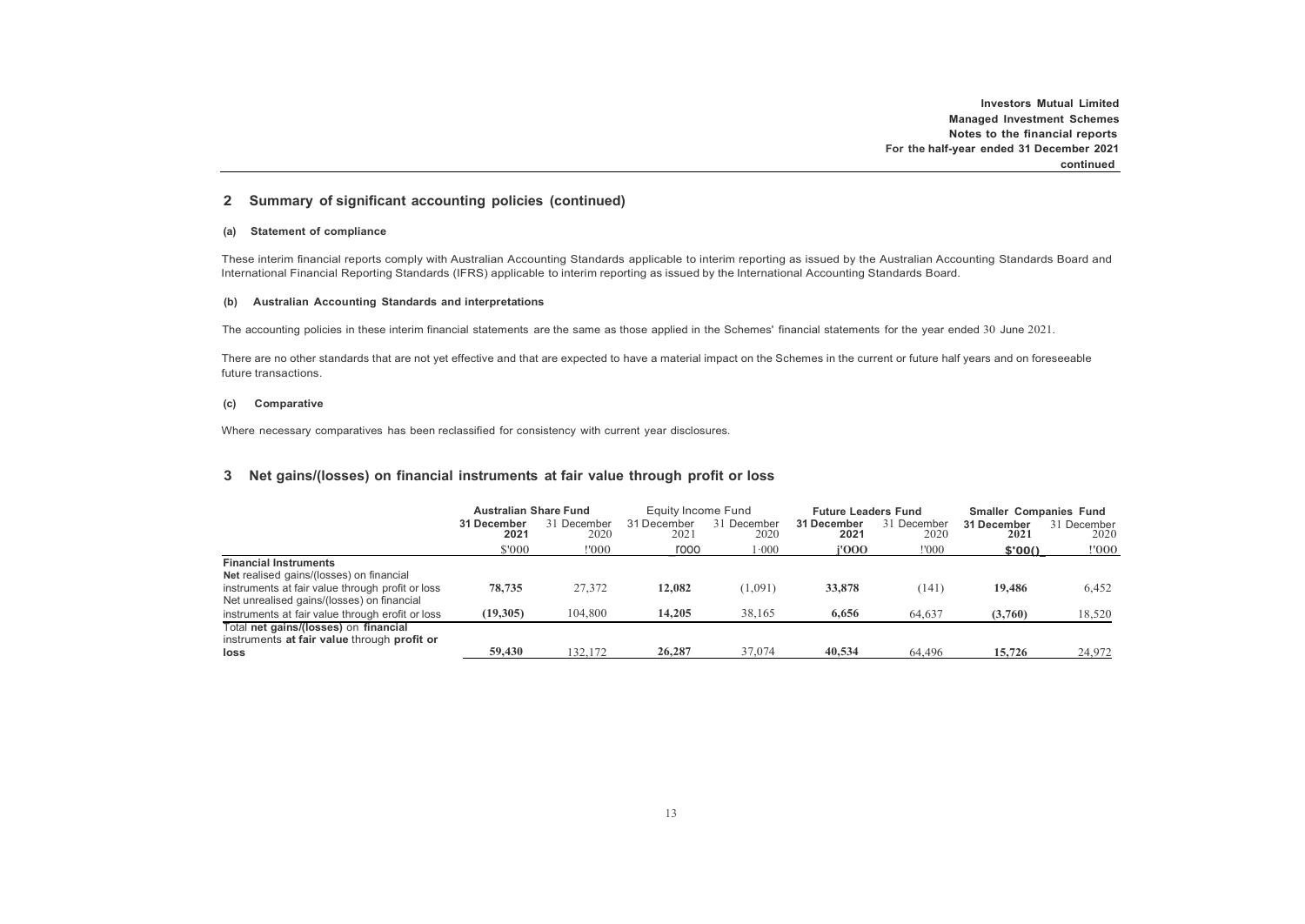## 2 Summary of significant accounting policies (continued)

### (a) Statement of compliance

These interim financial reports comply with Australian Accounting Standards applicable to interim reporting as issued by the Australian Accounting Standards Board and International Financial Reporting Standards (IFRS) applicable to interim reporting as issued by the International Accounting Standards Board.

### (b) Australian Accounting Standards and interpretations

The accounting policies in these interim financial statements are the same as those applied in the Schemes' financial statements for the year ended 30 June 2021.

There are no other standards that are not yet effective and that are expected to have a material impact on the Schemes in the current or future half years and on foreseeable future transactions.

### (c) Comparative

Where necessary comparatives has been reclassified for consistency with current year disclosures.

## 3 Net gains/(losses) on financial instruments at fair value through profit or loss

| | Australian Share Fund | | Equity Income Fund | | Future Leaders Fund | | Smaller Companies Fund | |
|---|---|---|---|---|---|---|---|---|
| | **31 December 2021** | 31 December 2020 | 31 December 2021 | 31 December 2020 | **31 December 2021** | 31 December 2020 | **31 December 2021** | 31 December 2020 |
| | $'000 | !'000 | I'000 | 1·000 | j'OOO | !'000 | $'00()_ | !'000 |
| **Financial Instruments** | | | | | | | | |
| **Net** realised gains/(losses) on financial instruments at fair value through profit or loss | **78,735** | 27,372 | **12,082** | (1,091) | **33,878** | (141) | **19,486** | 6,452 |
| Net unrealised gains/(losses) on financial instruments at fair value through erofit or loss | **(19,305)** | 104,800 | **14,205** | 38,165 | **6,656** | 64,637 | **(3,760)** | 18,520 |
| Total **net gains/(losses)** on **financial** instruments **at fair value** through **profit or loss** | **59,430** | 132,172 | **26,287** | 37,074 | **40,534** | 64,496 | **15,726** | 24,972 |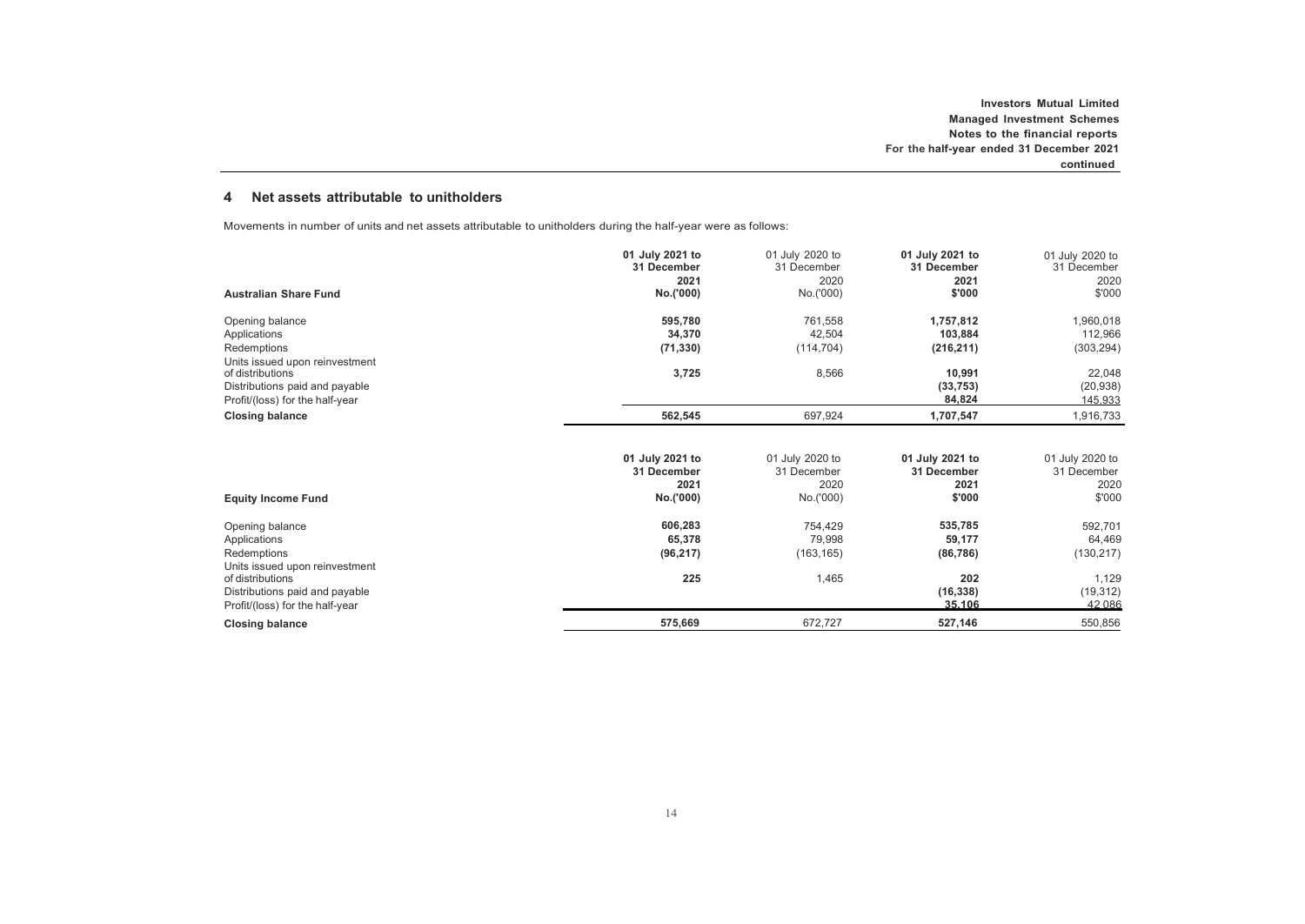## 4 Net assets attributable to unitholders

Movements in number of units and net assets attributable to unitholders during the half-year were as follows:

| Australian Share Fund | 01 July 2021 to 31 December 2021 No.('000) | 01 July 2020 to 31 December 2020 No.('000) | 01 July 2021 to 31 December 2021 $'000 | 01 July 2020 to 31 December 2020 $'000 |
|---|---|---|---|---|
| Opening balance | **595,780** | 761,558 | **1,757,812** | 1,960,018 |
| Applications | **34,370** | 42,504 | **103,884** | 112,966 |
| Redemptions | **(71,330)** | (114,704) | **(216,211)** | (303,294) |
| Units issued upon reinvestment of distributions | **3,725** | 8,566 | **10,991** | 22,048 |
| Distributions paid and payable | | | **(33,753)** | (20,938) |
| Profit/(loss) for the half-year | | | **84,824** | 145,933 |
| **Closing balance** | **562,545** | 697,924 | **1,707,547** | 1,916,733 |

| Equity Income Fund | 01 July 2021 to 31 December 2021 No.('000) | 01 July 2020 to 31 December 2020 No.('000) | 01 July 2021 to 31 December 2021 $'000 | 01 July 2020 to 31 December 2020 $'000 |
|---|---|---|---|---|
| Opening balance | **606,283** | 754,429 | **535,785** | 592,701 |
| Applications | **65,378** | 79,998 | **59,177** | 64,469 |
| Redemptions | **(96,217)** | (163,165) | **(86,786)** | (130,217) |
| Units issued upon reinvestment of distributions | **225** | 1,465 | **202** | 1,129 |
| Distributions paid and payable | | | **(16,338)** | (19,312) |
| Profit/(loss) for the half-year | | | **35,106** | 42,086 |
| **Closing balance** | **575,669** | 672,727 | **527,146** | 550,856 |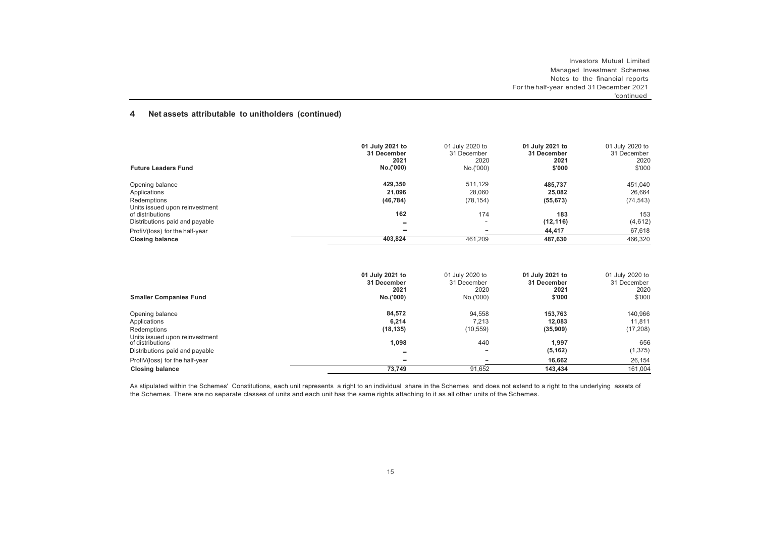## 4 Net assets attributable to unitholders (continued)

| Future Leaders Fund | 01 July 2021 to 31 December 2021 No.('000) | 01 July 2020 to 31 December 2020 No.('000) | 01 July 2021 to 31 December 2021 $'000 | 01 July 2020 to 31 December 2020 $'000 |
|---|---|---|---|---|
| Opening balance | **429,350** | 511,129 | **485,737** | 451,040 |
| Applications | **21,096** | 28,060 | **25,082** | 26,664 |
| Redemptions | **(46,784)** | (78,154) | **(55,673)** | (74,543) |
| Units issued upon reinvestment of distributions | **162** | 174 | **183** | 153 |
| Distributions paid and payable | **-** | - | **(12,116)** | (4,612) |
| ProfiV(loss) for the half-year | **-** | - | **44,417** | 67,618 |
| **Closing balance** | **403,824** | 461,209 | **487,630** | 466,320 |

| Smaller Companies Fund | 01 July 2021 to 31 December 2021 No.('000) | 01 July 2020 to 31 December 2020 No.('000) | 01 July 2021 to 31 December 2021 $'000 | 01 July 2020 to 31 December 2020 $'000 |
|---|---|---|---|---|
| Opening balance | **84,572** | 94,558 | **153,763** | 140,966 |
| Applications | **6,214** | 7,213 | **12,083** | 11,811 |
| Redemptions | **(18,135)** | (10,559) | **(35,909)** | (17,208) |
| Units issued upon reinvestment of distributions | **1,098** | 440 | **1,997** | 656 |
| Distributions paid and payable | **-** | - | **(5,162)** | (1,375) |
| ProfiV(loss) for the half-year | **-** | - | **16,662** | 26,154 |
| **Closing balance** | **73,749** | 91,652 | **143,434** | 161,004 |

As stipulated within the Schemes' Constitutions, each unit represents a right to an individual share in the Schemes and does not extend to a right to the underlying assets of the Schemes. There are no separate classes of units and each unit has the same rights attaching to it as all other units of the Schemes.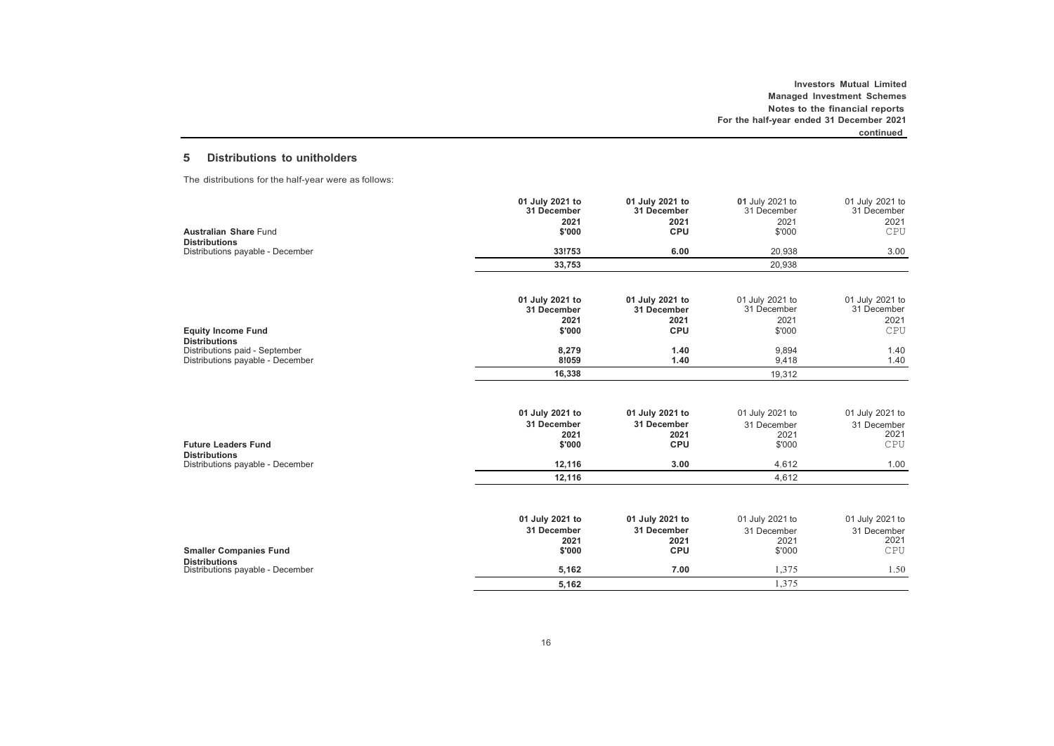## 5 Distributions to unitholders

The distributions for the half-year were as follows:

| Australian Share Fund | 01 July 2021 to 31 December 2021 $'000 | 01 July 2021 to 31 December 2021 CPU | 01 July 2021 to 31 December 2021 $'000 | 01 July 2021 to 31 December 2021 CPU |
|---|---|---|---|---|
| **Distributions** | | | | |
| Distributions payable - December | 33!753 | 6.00 | 20,938 | 3.00 |
| | 33,753 | | 20,938 | |

| Equity Income Fund | 01 July 2021 to 31 December 2021 $'000 | 01 July 2021 to 31 December 2021 CPU | 01 July 2021 to 31 December 2021 $'000 | 01 July 2021 to 31 December 2021 CPU |
|---|---|---|---|---|
| **Distributions** | | | | |
| Distributions paid - September | 8,279 | 1.40 | 9,894 | 1.40 |
| Distributions payable - December | 8!059 | 1.40 | 9,418 | 1.40 |
| | 16,338 | | 19,312 | |

| Future Leaders Fund | 01 July 2021 to 31 December 2021 $'000 | 01 July 2021 to 31 December 2021 CPU | 01 July 2021 to 31 December 2021 $'000 | 01 July 2021 to 31 December 2021 CPU |
|---|---|---|---|---|
| **Distributions** | | | | |
| Distributions payable - December | 12,116 | 3.00 | 4,612 | 1.00 |
| | 12,116 | | 4,612 | |

| Smaller Companies Fund | 01 July 2021 to 31 December 2021 $'000 | 01 July 2021 to 31 December 2021 CPU | 01 July 2021 to 31 December 2021 $'000 | 01 July 2021 to 31 December 2021 CPU |
|---|---|---|---|---|
| **Distributions** | | | | |
| Distributions payable - December | 5,162 | 7.00 | 1,375 | 1.50 |
| | 5,162 | | 1,375 | |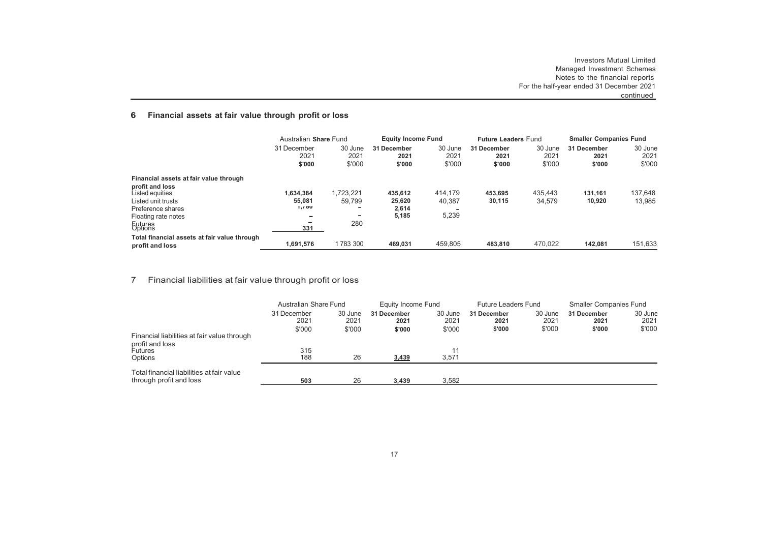## 6 Financial assets at fair value through profit or loss

| | Australian Share Fund | | Equity Income Fund | | Future Leaders Fund | | Smaller Companies Fund | |
|---|---|---|---|---|---|---|---|---|
| | 31 December 2021 $'000 | 30 June 2021 $'000 | 31 December 2021 $'000 | 30 June 2021 $'000 | 31 December 2021 $'000 | 30 June 2021 $'000 | 31 December 2021 $'000 | 30 June 2021 $'000 |
| **Financial assets at fair value through profit or loss** | | | | | | | | |
| Listed equities | **1,634,384** | 1,723,221 | **435,612** | 414,179 | **453,695** | 435,443 | **131,161** | 137,648 |
| Listed unit trusts | **55,081** | 59,799 | **25,620** | 40,387 | **30,115** | 34,579 | **10,920** | 13,985 |
| Preference shares | **1,780** | – | **2,614** | – | | | | |
| Floating rate notes | **–** | – | **5,185** | 5,239 | | | | |
| Futures | **–** | 280 | | | | | | |
| Options | **331** | | | | | | | |
| **Total financial assets at fair value through profit and loss** | **1,691,576** | 1 783 300 | **469,031** | 459,805 | **483,810** | 470,022 | **142,081** | 151,633 |

## 7 Financial liabilities at fair value through profit or loss

| | Australian Share Fund | | Equity Income Fund | | Future Leaders Fund | | Smaller Companies Fund | |
|---|---|---|---|---|---|---|---|---|
| | 31 December 2021 $'000 | 30 June 2021 $'000 | 31 December 2021 $'000 | 30 June 2021 $'000 | 31 December 2021 $'000 | 30 June 2021 $'000 | 31 December 2021 $'000 | 30 June 2021 $'000 |
| Financial liabilities at fair value through profit and loss | | | | | | | | |
| Futures | 315 | | | 11 | | | | |
| Options | 188 | 26 | **3,439** | 3,571 | | | | |
| Total financial liabilities at fair value through profit and loss | **503** | 26 | **3,439** | 3,582 | | | | |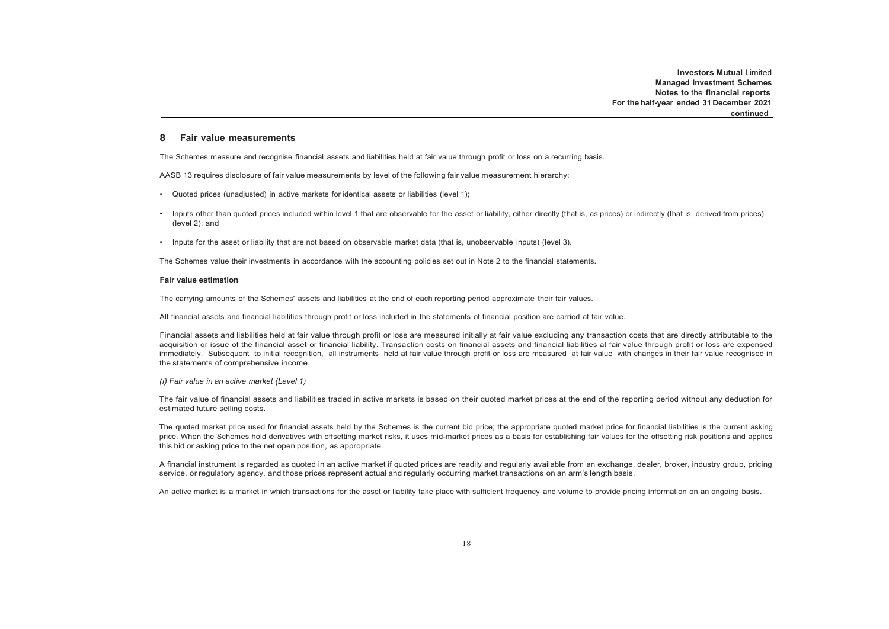## 8 Fair value measurements

The Schemes measure and recognise financial assets and liabilities held at fair value through profit or loss on a recurring basis.

AASB 13 requires disclosure of fair value measurements by level of the following fair value measurement hierarchy:

- Quoted prices (unadjusted) in active markets for identical assets or liabilities (level 1);
- Inputs other than quoted prices included within level 1 that are observable for the asset or liability, either directly (that is, as prices) or indirectly (that is, derived from prices) (level 2); and
- Inputs for the asset or liability that are not based on observable market data (that is, unobservable inputs) (level 3).

The Schemes value their investments in accordance with the accounting policies set out in Note 2 to the financial statements.

**Fair value estimation**

The carrying amounts of the Schemes' assets and liabilities at the end of each reporting period approximate their fair values.

All financial assets and financial liabilities through profit or loss included in the statements of financial position are carried at fair value.

Financial assets and liabilities held at fair value through profit or loss are measured initially at fair value excluding any transaction costs that are directly attributable to the acquisition or issue of the financial asset or financial liability. Transaction costs on financial assets and financial liabilities at fair value through profit or loss are expensed immediately. Subsequent to initial recognition, all instruments held at fair value through profit or loss are measured at fair value with changes in their fair value recognised in the statements of comprehensive income.

*(i) Fair value in an active market (Level 1)*

The fair value of financial assets and liabilities traded in active markets is based on their quoted market prices at the end of the reporting period without any deduction for estimated future selling costs.

The quoted market price used for financial assets held by the Schemes is the current bid price; the appropriate quoted market price for financial liabilities is the current asking price. When the Schemes hold derivatives with offsetting market risks, it uses mid-market prices as a basis for establishing fair values for the offsetting risk positions and applies this bid or asking price to the net open position, as appropriate.

A financial instrument is regarded as quoted in an active market if quoted prices are readily and regularly available from an exchange, dealer, broker, industry group, pricing service, or regulatory agency, and those prices represent actual and regularly occurring market transactions on an arm's length basis.

An active market is a market in which transactions for the asset or liability take place with sufficient frequency and volume to provide pricing information on an ongoing basis.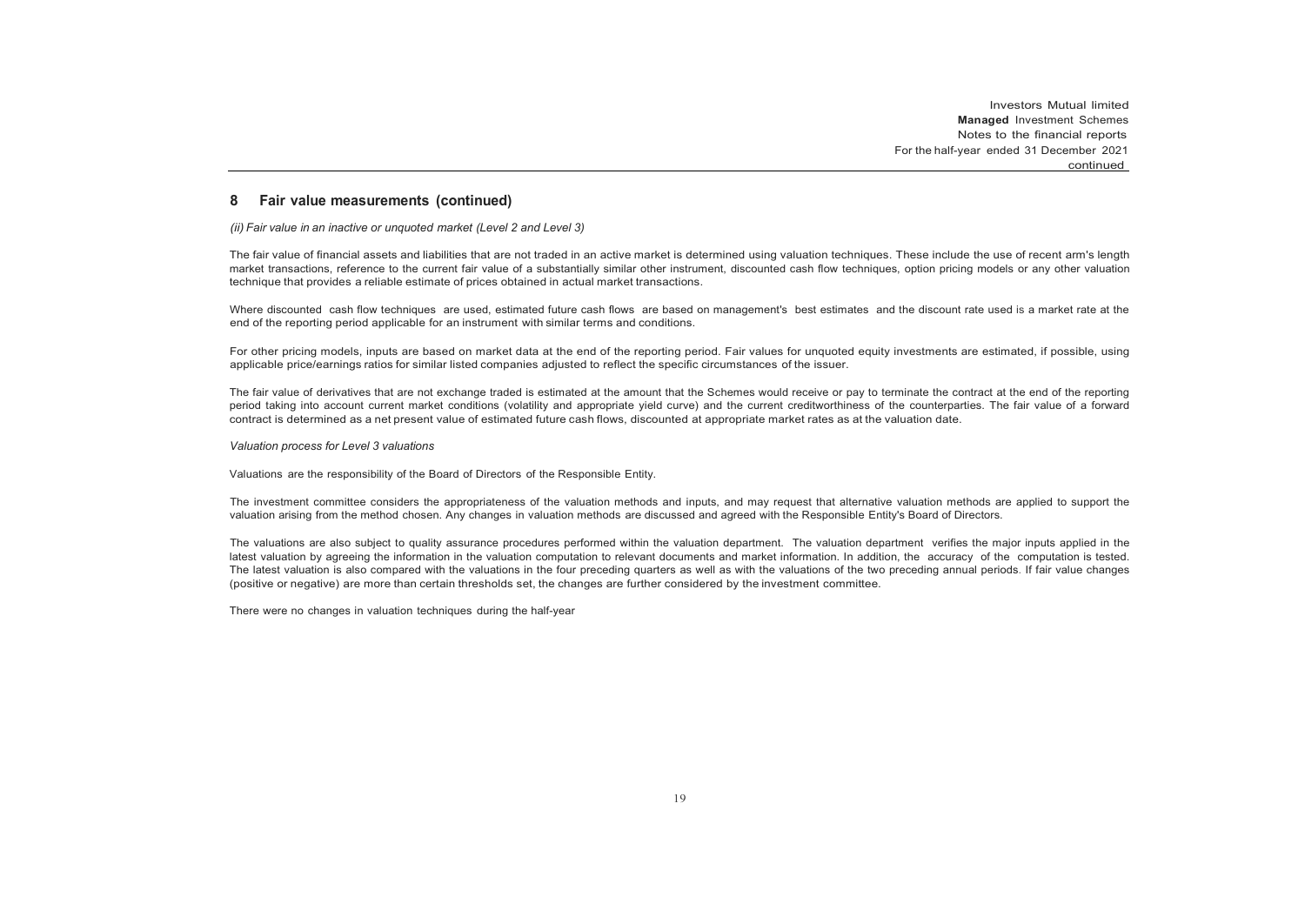## 8 Fair value measurements (continued)

*(ii) Fair value in an inactive or unquoted market (Level 2 and Level 3)*

The fair value of financial assets and liabilities that are not traded in an active market is determined using valuation techniques. These include the use of recent arm's length market transactions, reference to the current fair value of a substantially similar other instrument, discounted cash flow techniques, option pricing models or any other valuation technique that provides a reliable estimate of prices obtained in actual market transactions.

Where discounted cash flow techniques are used, estimated future cash flows are based on management's best estimates and the discount rate used is a market rate at the end of the reporting period applicable for an instrument with similar terms and conditions.

For other pricing models, inputs are based on market data at the end of the reporting period. Fair values for unquoted equity investments are estimated, if possible, using applicable price/earnings ratios for similar listed companies adjusted to reflect the specific circumstances of the issuer.

The fair value of derivatives that are not exchange traded is estimated at the amount that the Schemes would receive or pay to terminate the contract at the end of the reporting period taking into account current market conditions (volatility and appropriate yield curve) and the current creditworthiness of the counterparties. The fair value of a forward contract is determined as a net present value of estimated future cash flows, discounted at appropriate market rates as at the valuation date.

*Valuation process for Level 3 valuations*

Valuations are the responsibility of the Board of Directors of the Responsible Entity.

The investment committee considers the appropriateness of the valuation methods and inputs, and may request that alternative valuation methods are applied to support the valuation arising from the method chosen. Any changes in valuation methods are discussed and agreed with the Responsible Entity's Board of Directors.

The valuations are also subject to quality assurance procedures performed within the valuation department. The valuation department verifies the major inputs applied in the latest valuation by agreeing the information in the valuation computation to relevant documents and market information. In addition, the accuracy of the computation is tested. The latest valuation is also compared with the valuations in the four preceding quarters as well as with the valuations of the two preceding annual periods. If fair value changes (positive or negative) are more than certain thresholds set, the changes are further considered by the investment committee.

There were no changes in valuation techniques during the half-year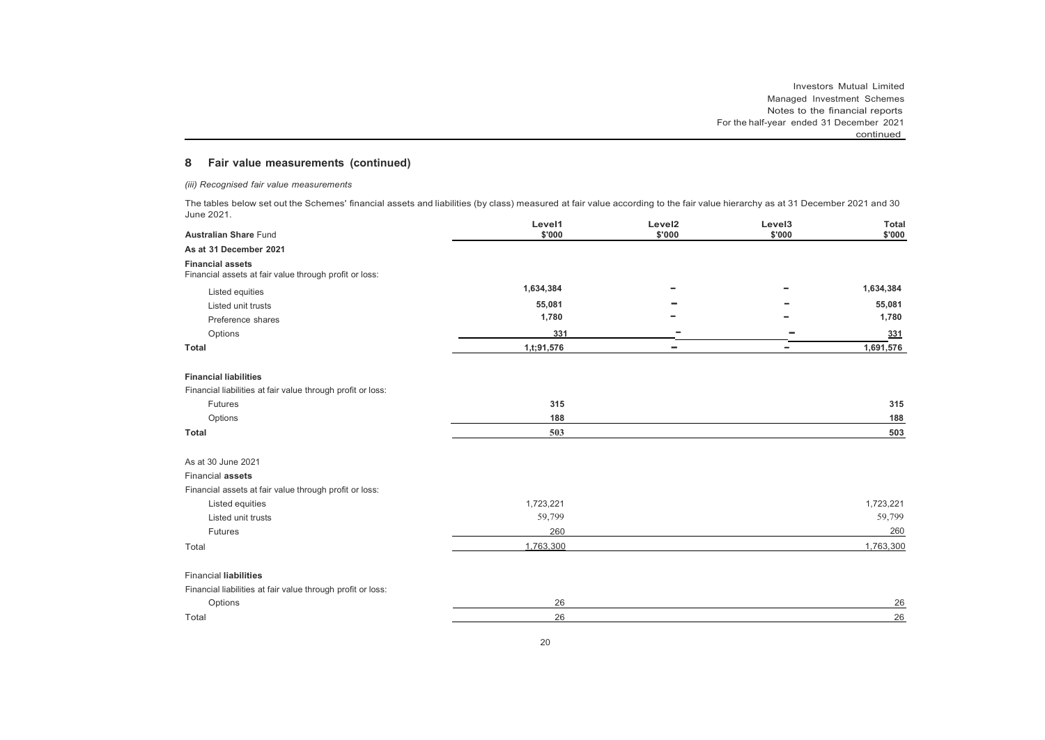## 8 Fair value measurements (continued)

*(iii) Recognised fair value measurements*

The tables below set out the Schemes' financial assets and liabilities (by class) measured at fair value according to the fair value hierarchy as at 31 December 2021 and 30 June 2021.

| **Australian Share Fund** | **Level1 $'000** | **Level2 $'000** | **Level3 $'000** | **Total $'000** |
|---|---|---|---|---|
| **As at 31 December 2021** | | | | |
| **Financial assets** | | | | |
| Financial assets at fair value through profit or loss: | | | | |
| Listed equities | 1,634,384 | – | – | 1,634,384 |
| Listed unit trusts | 55,081 | – | – | 55,081 |
| Preference shares | 1,780 | – | – | 1,780 |
| Options | 331 | – | – | 331 |
| **Total** | 1,t;91,576 | – | – | 1,691,576 |
| **Financial liabilities** | | | | |
| Financial liabilities at fair value through profit or loss: | | | | |
| Futures | 315 | | | 315 |
| Options | 188 | | | 188 |
| **Total** | 503 | | | 503 |
| As at 30 June 2021 | | | | |
| Financial **assets** | | | | |
| Financial assets at fair value through profit or loss: | | | | |
| Listed equities | 1,723,221 | | | 1,723,221 |
| Listed unit trusts | 59,799 | | | 59,799 |
| Futures | 260 | | | 260 |
| Total | 1,763,300 | | | 1,763,300 |
| Financial **liabilities** | | | | |
| Financial liabilities at fair value through profit or loss: | | | | |
| Options | 26 | | | 26 |
| Total | 26 | | | 26 |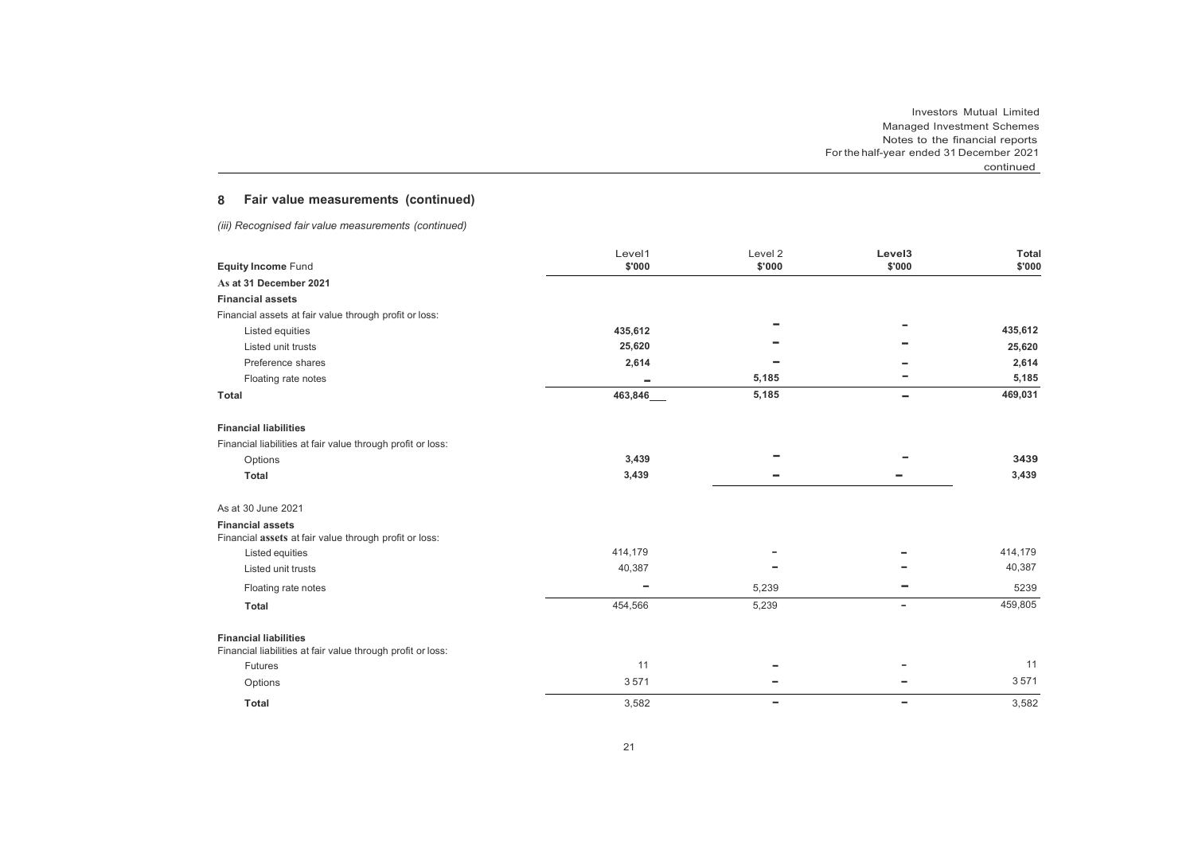## 8 Fair value measurements (continued)

*(iii) Recognised fair value measurements (continued)*

| Equity Income Fund | Level1 $'000 | Level 2 $'000 | Level3 $'000 | Total $'000 |
|---|---|---|---|---|
| **As at 31 December 2021** | | | | |
| **Financial assets** | | | | |
| Financial assets at fair value through profit or loss: | | | | |
| Listed equities | 435,612 | – | – | 435,612 |
| Listed unit trusts | 25,620 | – | – | 25,620 |
| Preference shares | 2,614 | – | – | 2,614 |
| Floating rate notes | – | 5,185 | – | 5,185 |
| **Total** | 463,846 | 5,185 | – | 469,031 |
| **Financial liabilities** | | | | |
| Financial liabilities at fair value through profit or loss: | | | | |
| Options | 3,439 | – | – | 3439 |
| **Total** | 3,439 | – | – | 3,439 |
| As at 30 June 2021 | | | | |
| **Financial assets** | | | | |
| Financial **assets** at fair value through profit or loss: | | | | |
| Listed equities | 414,179 | – | – | 414,179 |
| Listed unit trusts | 40,387 | – | – | 40,387 |
| Floating rate notes | – | 5,239 | – | 5239 |
| **Total** | 454,566 | 5,239 | – | 459,805 |
| **Financial liabilities** | | | | |
| Financial liabilities at fair value through profit or loss: | | | | |
| Futures | 11 | – | – | 11 |
| Options | 3 571 | – | – | 3 571 |
| **Total** | 3,582 | – | – | 3,582 |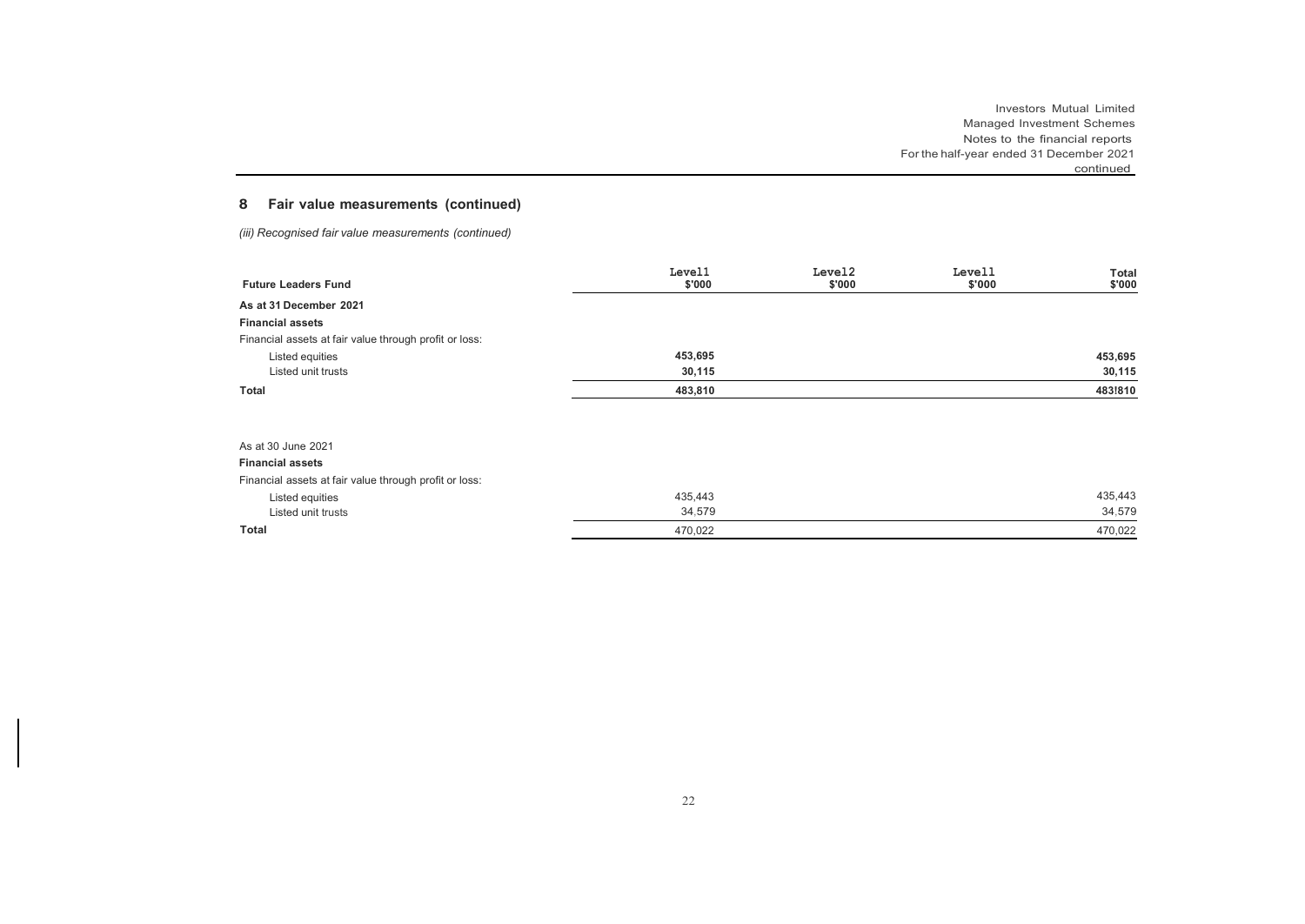## 8 Fair value measurements (continued)

*(iii) Recognised fair value measurements (continued)*

| Future Leaders Fund | Level1 $'000 | Level2 $'000 | Levell $'000 | Total $'000 |
|---|---|---|---|---|
| **As at 31 December 2021** | | | | |
| **Financial assets** | | | | |
| Financial assets at fair value through profit or loss: | | | | |
| Listed equities | **453,695** | | | **453,695** |
| Listed unit trusts | **30,115** | | | **30,115** |
| **Total** | **483,810** | | | **483!810** |
| | | | | |
| As at 30 June 2021 | | | | |
| **Financial assets** | | | | |
| Financial assets at fair value through profit or loss: | | | | |
| Listed equities | 435,443 | | | 435,443 |
| Listed unit trusts | 34,579 | | | 34,579 |
| **Total** | 470,022 | | | 470,022 |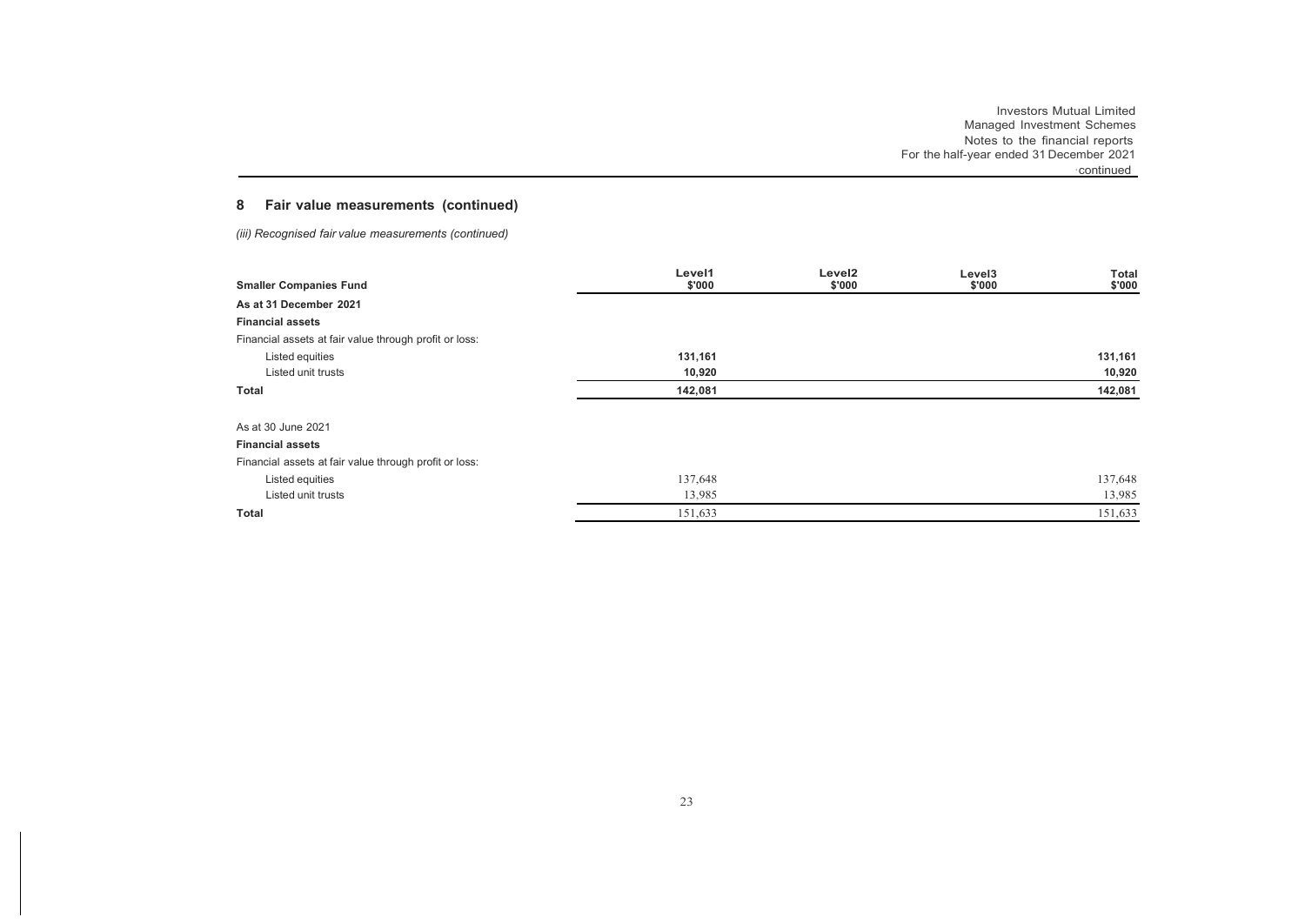## 8 Fair value measurements (continued)

*(iii) Recognised fair value measurements (continued)*

| **Smaller Companies Fund** | **Level1 $'000** | **Level2 $'000** | **Level3 $'000** | **Total $'000** |
|---|---|---|---|---|
| **As at 31 December 2021** | | | | |
| **Financial assets** | | | | |
| Financial assets at fair value through profit or loss: | | | | |
| Listed equities | **131,161** | | | **131,161** |
| Listed unit trusts | **10,920** | | | **10,920** |
| **Total** | **142,081** | | | **142,081** |
| As at 30 June 2021 | | | | |
| **Financial assets** | | | | |
| Financial assets at fair value through profit or loss: | | | | |
| Listed equities | 137,648 | | | 137,648 |
| Listed unit trusts | 13,985 | | | 13,985 |
| **Total** | 151,633 | | | 151,633 |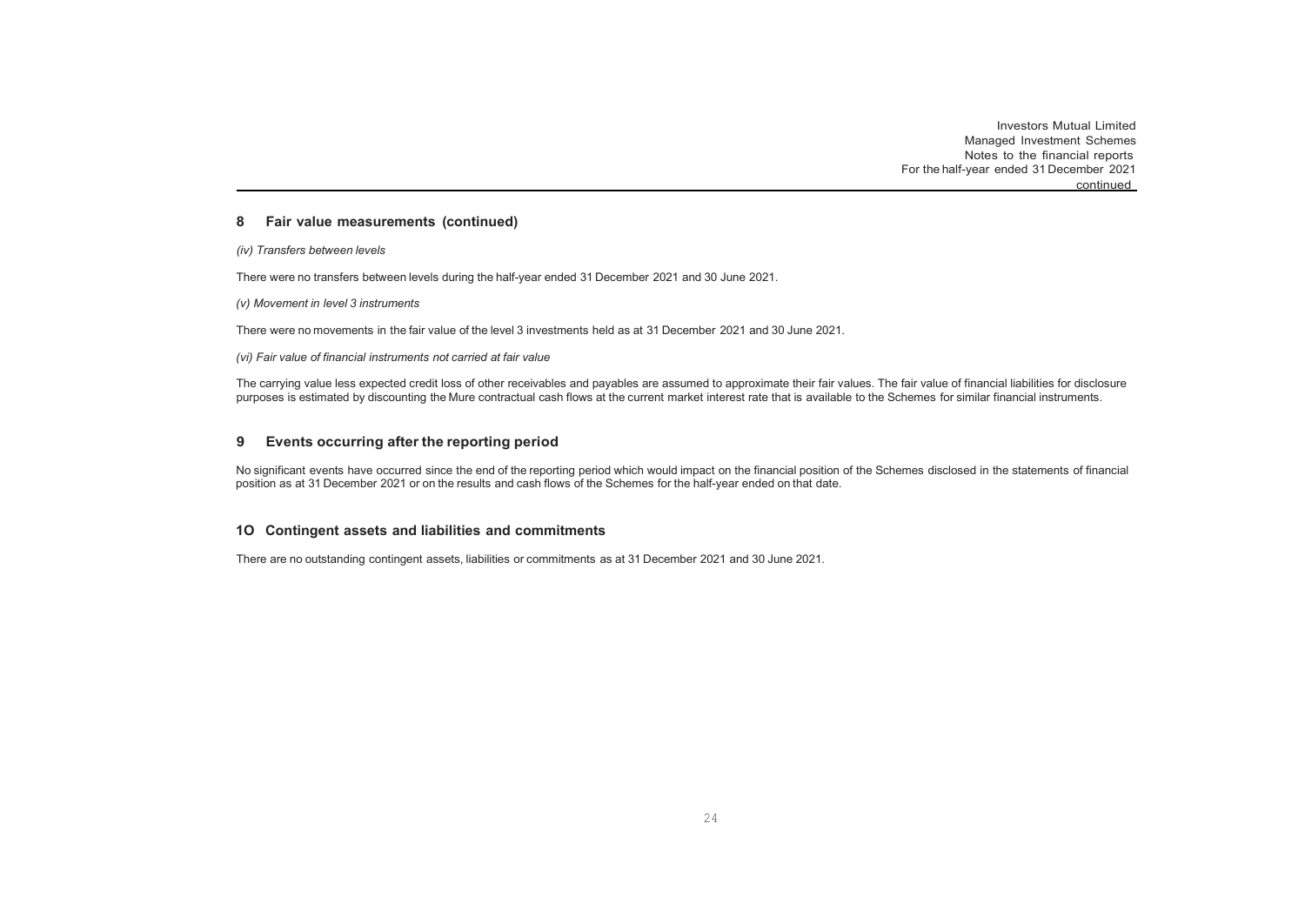## 8 Fair value measurements (continued)

*(iv) Transfers between levels*

There were no transfers between levels during the half-year ended 31 December 2021 and 30 June 2021.

*(v) Movement in level 3 instruments*

There were no movements in the fair value of the level 3 investments held as at 31 December 2021 and 30 June 2021.

*(vi) Fair value of financial instruments not carried at fair value*

The carrying value less expected credit loss of other receivables and payables are assumed to approximate their fair values. The fair value of financial liabilities for disclosure purposes is estimated by discounting the Mure contractual cash flows at the current market interest rate that is available to the Schemes for similar financial instruments.

## 9 Events occurring after the reporting period

No significant events have occurred since the end of the reporting period which would impact on the financial position of the Schemes disclosed in the statements of financial position as at 31 December 2021 or on the results and cash flows of the Schemes for the half-year ended on that date.

## 1O Contingent assets and liabilities and commitments

There are no outstanding contingent assets, liabilities or commitments as at 31 December 2021 and 30 June 2021.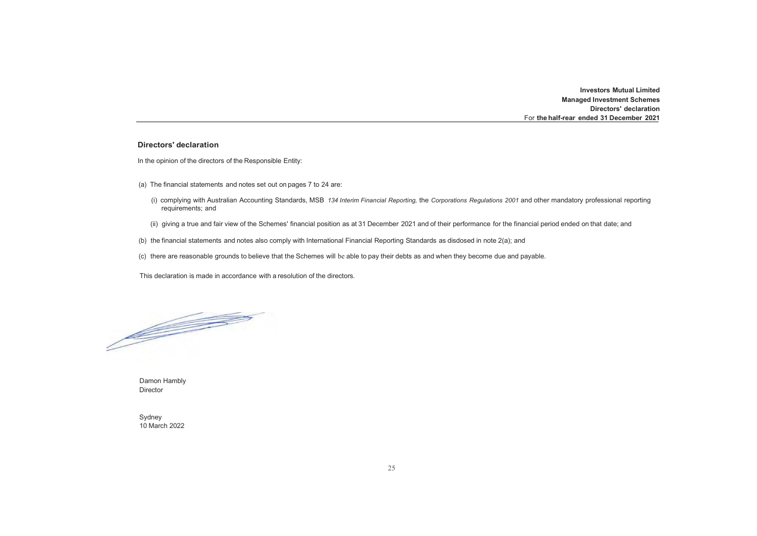## Directors' declaration

In the opinion of the directors of the Responsible Entity:

(a) The financial statements and notes set out on pages 7 to 24 are:

(i) complying with Australian Accounting Standards, MSB *134 Interim Financial Reporting,* the *Corporations Regulations 2001* and other mandatory professional reporting requirements; and

(ii) giving a true and fair view of the Schemes' financial position as at 31 December 2021 and of their performance for the financial period ended on that date; and

(b) the financial statements and notes also comply with International Financial Reporting Standards as disdosed in note 2(a); and

(c) there are reasonable grounds to believe that the Schemes will be able to pay their debts as and when they become due and payable.

This declaration is made in accordance with a resolution of the directors.

Damon Hambly
Director

Sydney
10 March 2022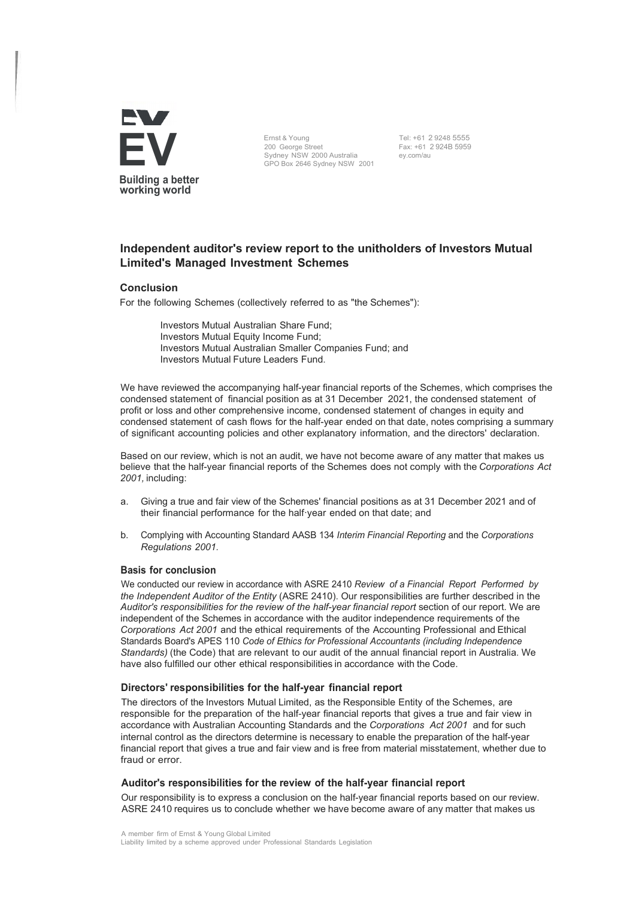Ernst & Young
200 George Street
Sydney NSW 2000 Australia
GPO Box 2646 Sydney NSW 2001

Tel: +61 2 9248 5555
Fax: +61 2 924B 5959
ey.com/au

Building a better working world

## Independent auditor's review report to the unitholders of Investors Mutual Limited's Managed Investment Schemes

### Conclusion

For the following Schemes (collectively referred to as "the Schemes"):

Investors Mutual Australian Share Fund;
Investors Mutual Equity Income Fund;
Investors Mutual Australian Smaller Companies Fund; and
Investors Mutual Future Leaders Fund.

We have reviewed the accompanying half-year financial reports of the Schemes, which comprises the condensed statement of financial position as at 31 December 2021, the condensed statement of profit or loss and other comprehensive income, condensed statement of changes in equity and condensed statement of cash flows for the half-year ended on that date, notes comprising a summary of significant accounting policies and other explanatory information, and the directors' declaration.

Based on our review, which is not an audit, we have not become aware of any matter that makes us believe that the half-year financial reports of the Schemes does not comply with the *Corporations Act 2001,* including:

a. Giving a true and fair view of the Schemes' financial positions as at 31 December 2021 and of their financial performance for the half·year ended on that date; and

b. Complying with Accounting Standard AASB 134 *Interim Financial Reporting* and the *Corporations Regulations 2001.*

### Basis for conclusion

We conducted our review in accordance with ASRE 2410 *Review of a Financial Report Performed by the Independent Auditor of the Entity* (ASRE 2410). Our responsibilities are further described in the *Auditor's responsibilities for the review of the half-year financial report* section of our report. We are independent of the Schemes in accordance with the auditor independence requirements of the *Corporations Act 2001* and the ethical requirements of the Accounting Professional and Ethical Standards Board's APES 110 *Code of Ethics for Professional Accountants (including Independence Standards)* (the Code) that are relevant to our audit of the annual financial report in Australia. We have also fulfilled our other ethical responsibilities in accordance with the Code.

### Directors' responsibilities for the half-year financial report

The directors of the Investors Mutual Limited, as the Responsible Entity of the Schemes, are responsible for the preparation of the half-year financial reports that gives a true and fair view in accordance with Australian Accounting Standards and the *Corporations Act 2001* and for such internal control as the directors determine is necessary to enable the preparation of the half-year financial report that gives a true and fair view and is free from material misstatement, whether due to fraud or error.

### Auditor's responsibilities for the review of the half-year financial report

Our responsibility is to express a conclusion on the half-year financial reports based on our review. ASRE 2410 requires us to conclude whether we have become aware of any matter that makes us

A member firm of Ernst & Young Global Limited
Liability limited by a scheme approved under Professional Standards Legislation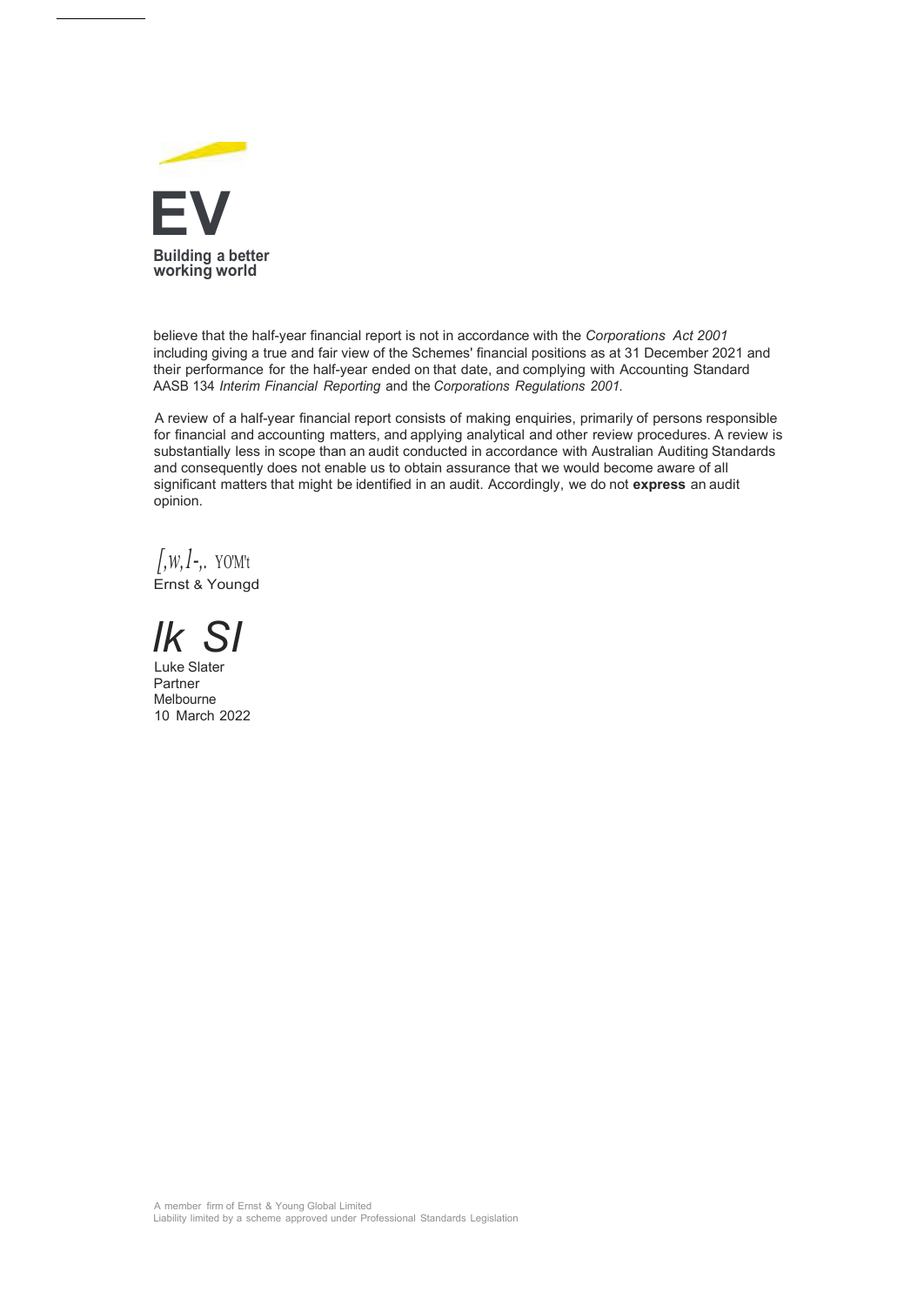EY

Building a better working world

believe that the half-year financial report is not in accordance with the *Corporations Act 2001* including giving a true and fair view of the Schemes' financial positions as at 31 December 2021 and their performance for the half-year ended on that date, and complying with Accounting Standard AASB 134 *Interim Financial Reporting* and the *Corporations Regulations 2001.*

A review of a half-year financial report consists of making enquiries, primarily of persons responsible for financial and accounting matters, and applying analytical and other review procedures. A review is substantially less in scope than an audit conducted in accordance with Australian Auditing Standards and consequently does not enable us to obtain assurance that we would become aware of all significant matters that might be identified in an audit. Accordingly, we do not **express** an audit opinion.

[,W,l-,. YO'M't

Ernst & Youngd

*lk Sl*

Luke Slater
Partner
Melbourne
10 March 2022

A member firm of Ernst & Young Global Limited
Liability limited by a scheme approved under Professional Standards Legislation